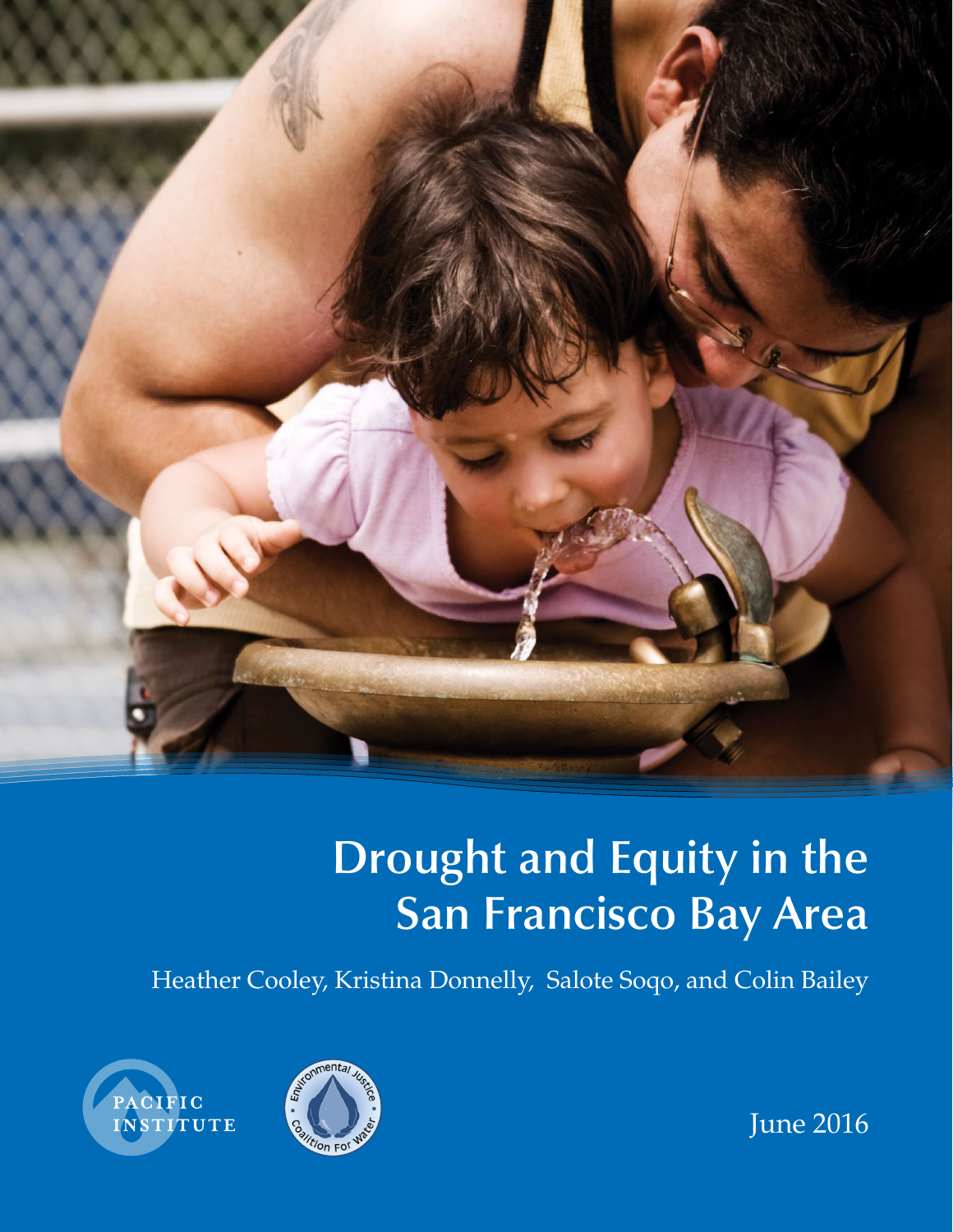# Drought and Equity in the San Francisco Bay Area

Heather Cooley, Kristina Donnelly, Salote Soqo, and Colin Bailey

PACIFIC INSTITUTE

Environmental Justice Coalition For Water

June 2016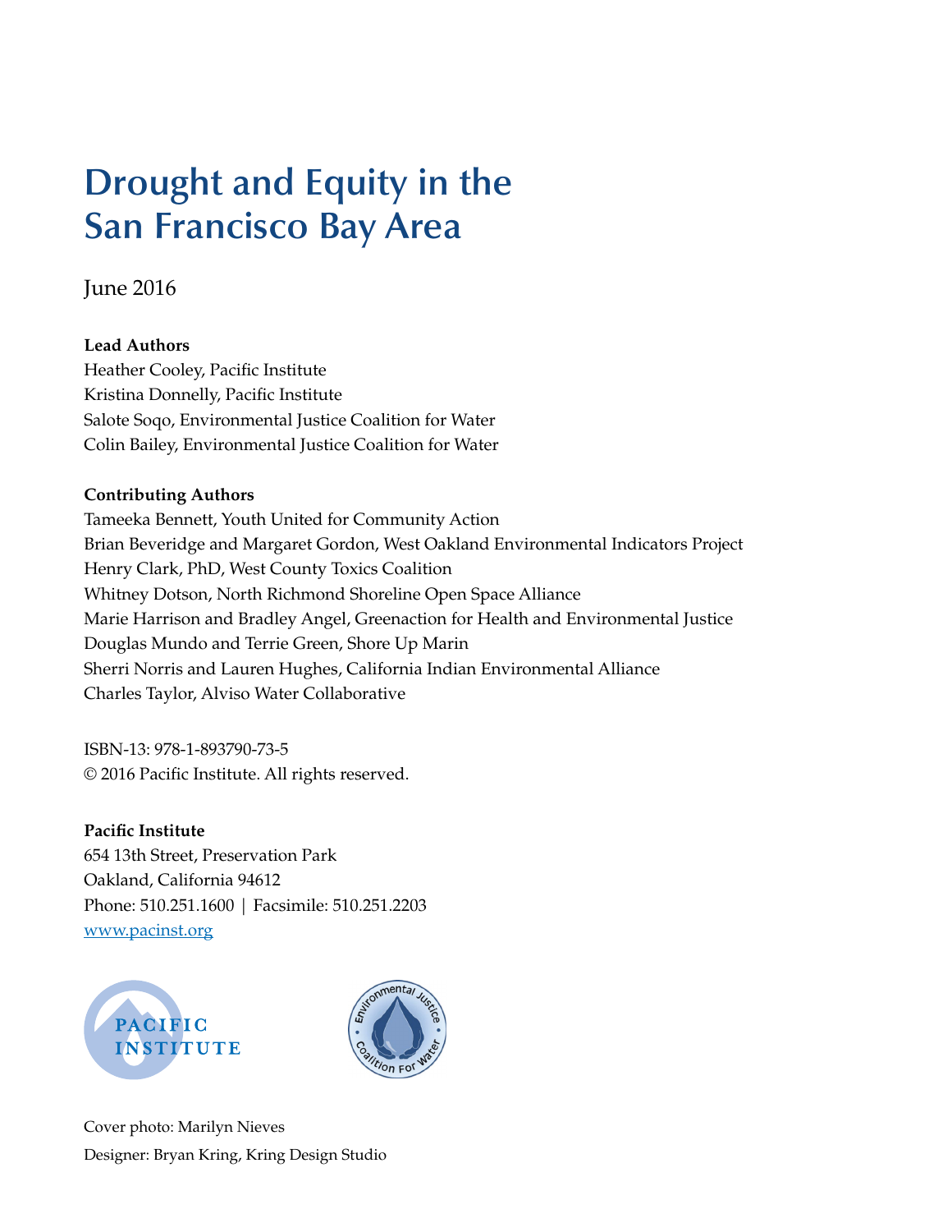# Drought and Equity in the San Francisco Bay Area

June 2016

**Lead Authors**
Heather Cooley, Pacific Institute
Kristina Donnelly, Pacific Institute
Salote Soqo, Environmental Justice Coalition for Water
Colin Bailey, Environmental Justice Coalition for Water

**Contributing Authors**
Tameeka Bennett, Youth United for Community Action
Brian Beveridge and Margaret Gordon, West Oakland Environmental Indicators Project
Henry Clark, PhD, West County Toxics Coalition
Whitney Dotson, North Richmond Shoreline Open Space Alliance
Marie Harrison and Bradley Angel, Greenaction for Health and Environmental Justice
Douglas Mundo and Terrie Green, Shore Up Marin
Sherri Norris and Lauren Hughes, California Indian Environmental Alliance
Charles Taylor, Alviso Water Collaborative

ISBN-13: 978-1-893790-73-5
© 2016 Pacific Institute. All rights reserved.

**Pacific Institute**
654 13th Street, Preservation Park
Oakland, California 94612
Phone: 510.251.1600 | Facsimile: 510.251.2203
[www.pacinst.org](http://www.pacinst.org)

Cover photo: Marilyn Nieves
Designer: Bryan Kring, Kring Design Studio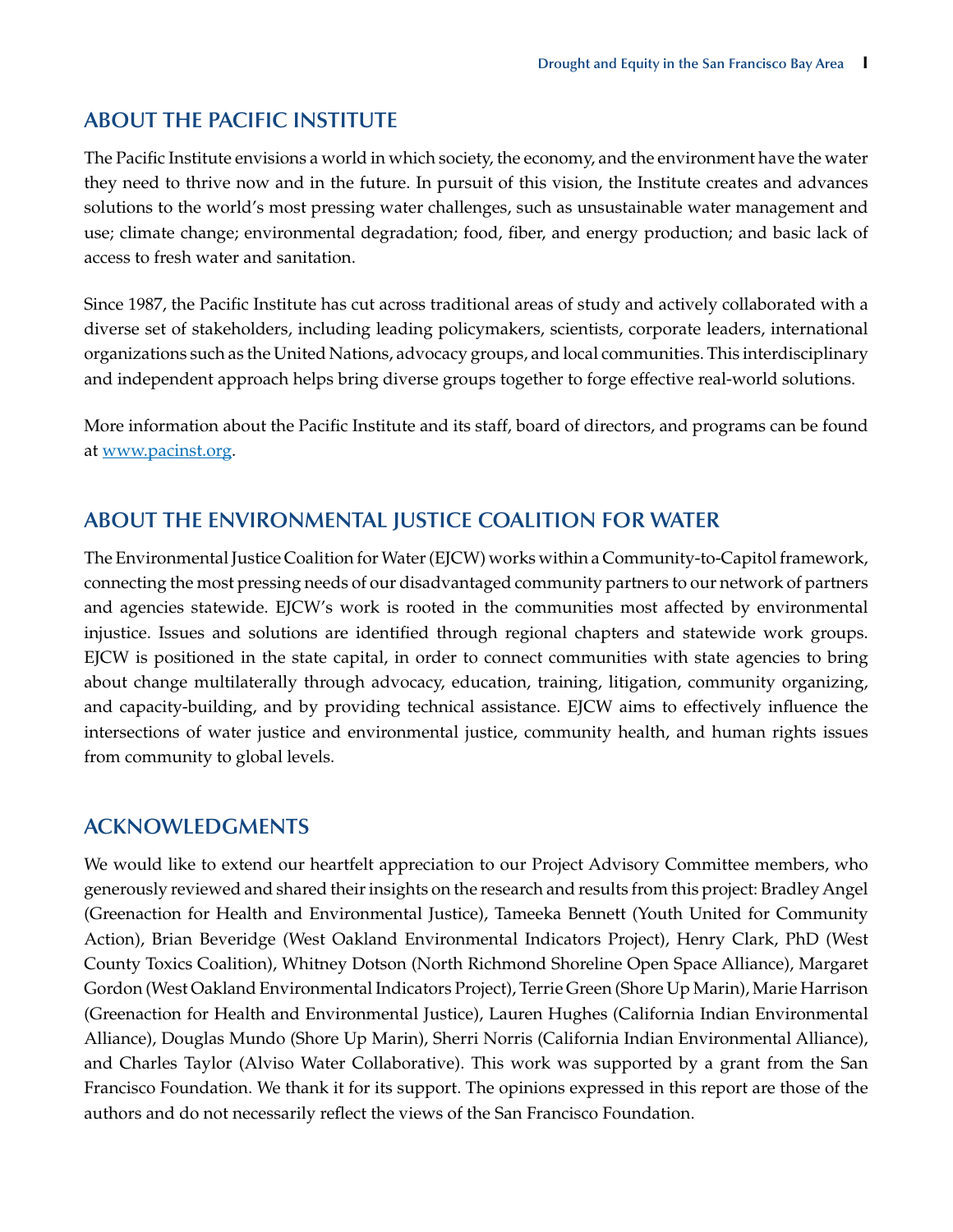## ABOUT THE PACIFIC INSTITUTE

The Pacific Institute envisions a world in which society, the economy, and the environment have the water they need to thrive now and in the future. In pursuit of this vision, the Institute creates and advances solutions to the world's most pressing water challenges, such as unsustainable water management and use; climate change; environmental degradation; food, fiber, and energy production; and basic lack of access to fresh water and sanitation.

Since 1987, the Pacific Institute has cut across traditional areas of study and actively collaborated with a diverse set of stakeholders, including leading policymakers, scientists, corporate leaders, international organizations such as the United Nations, advocacy groups, and local communities. This interdisciplinary and independent approach helps bring diverse groups together to forge effective real-world solutions.

More information about the Pacific Institute and its staff, board of directors, and programs can be found at [www.pacinst.org](http://www.pacinst.org).

## ABOUT THE ENVIRONMENTAL JUSTICE COALITION FOR WATER

The Environmental Justice Coalition for Water (EJCW) works within a Community-to-Capitol framework, connecting the most pressing needs of our disadvantaged community partners to our network of partners and agencies statewide. EJCW's work is rooted in the communities most affected by environmental injustice. Issues and solutions are identified through regional chapters and statewide work groups. EJCW is positioned in the state capital, in order to connect communities with state agencies to bring about change multilaterally through advocacy, education, training, litigation, community organizing, and capacity-building, and by providing technical assistance. EJCW aims to effectively influence the intersections of water justice and environmental justice, community health, and human rights issues from community to global levels.

## ACKNOWLEDGMENTS

We would like to extend our heartfelt appreciation to our Project Advisory Committee members, who generously reviewed and shared their insights on the research and results from this project: Bradley Angel (Greenaction for Health and Environmental Justice), Tameeka Bennett (Youth United for Community Action), Brian Beveridge (West Oakland Environmental Indicators Project), Henry Clark, PhD (West County Toxics Coalition), Whitney Dotson (North Richmond Shoreline Open Space Alliance), Margaret Gordon (West Oakland Environmental Indicators Project), Terrie Green (Shore Up Marin), Marie Harrison (Greenaction for Health and Environmental Justice), Lauren Hughes (California Indian Environmental Alliance), Douglas Mundo (Shore Up Marin), Sherri Norris (California Indian Environmental Alliance), and Charles Taylor (Alviso Water Collaborative). This work was supported by a grant from the San Francisco Foundation. We thank it for its support. The opinions expressed in this report are those of the authors and do not necessarily reflect the views of the San Francisco Foundation.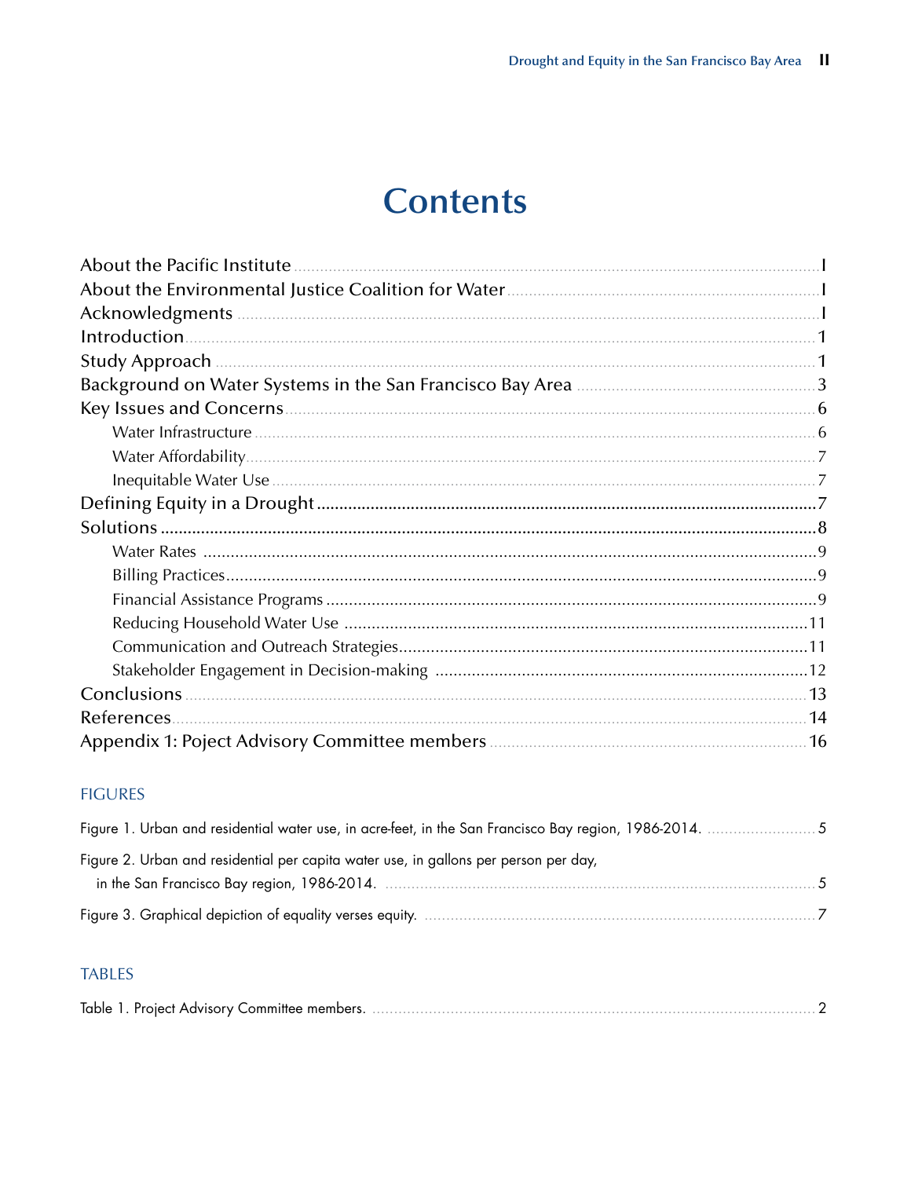# Contents

About the Pacific Institute ..... I
About the Environmental Justice Coalition for Water ..... I
Acknowledgments ..... I
Introduction ..... 1
Study Approach ..... 1
Background on Water Systems in the San Francisco Bay Area ..... 3
Key Issues and Concerns ..... 6
- Water Infrastructure ..... 6
- Water Affordability ..... 7
- Inequitable Water Use ..... 7

Defining Equity in a Drought ..... 7
Solutions ..... 8
- Water Rates ..... 9
- Billing Practices ..... 9
- Financial Assistance Programs ..... 9
- Reducing Household Water Use ..... 11
- Communication and Outreach Strategies ..... 11
- Stakeholder Engagement in Decision-making ..... 12

Conclusions ..... 13
References ..... 14
Appendix 1: Poject Advisory Committee members ..... 16

## FIGURES

Figure 1. Urban and residential water use, in acre-feet, in the San Francisco Bay region, 1986-2014. ..... 5

Figure 2. Urban and residential per capita water use, in gallons per person per day, in the San Francisco Bay region, 1986-2014. ..... 5

Figure 3. Graphical depiction of equality verses equity. ..... 7

## TABLES

Table 1. Project Advisory Committee members. ..... 2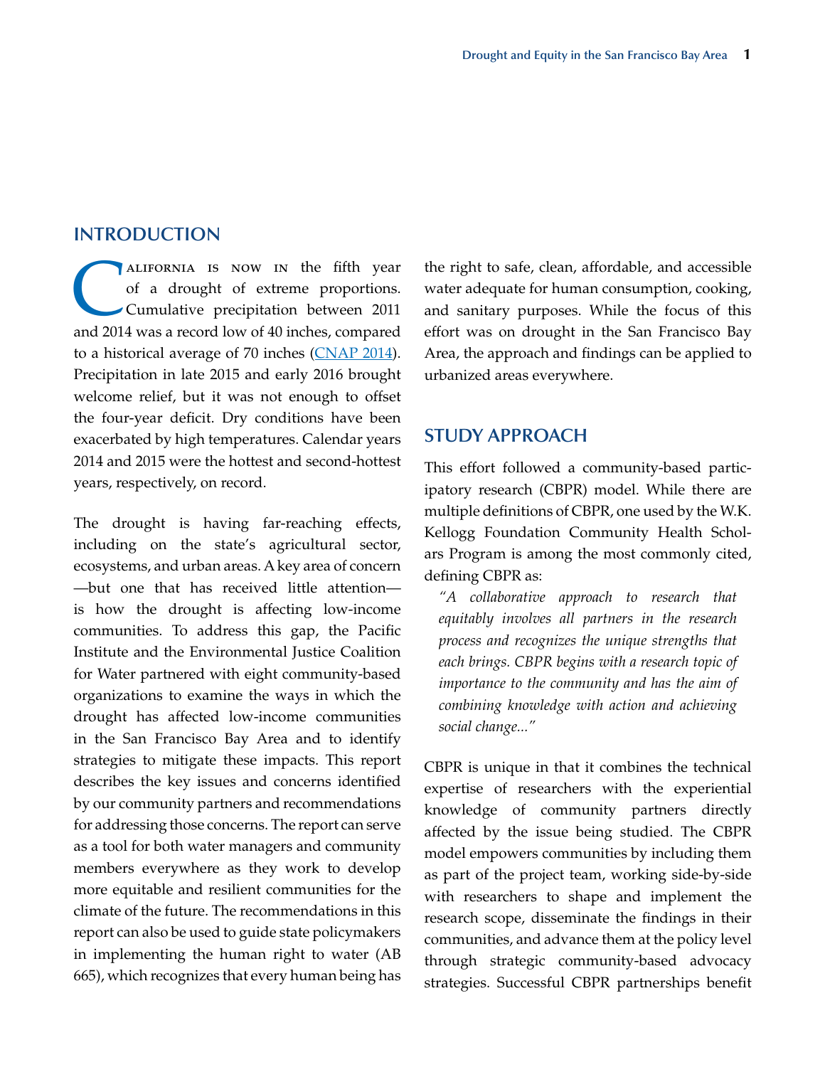## INTRODUCTION

California is now in the fifth year of a drought of extreme proportions. Cumulative precipitation between 2011 and 2014 was a record low of 40 inches, compared to a historical average of 70 inches (CNAP 2014). Precipitation in late 2015 and early 2016 brought welcome relief, but it was not enough to offset the four-year deficit. Dry conditions have been exacerbated by high temperatures. Calendar years 2014 and 2015 were the hottest and second-hottest years, respectively, on record.

The drought is having far-reaching effects, including on the state's agricultural sector, ecosystems, and urban areas. A key area of concern —but one that has received little attention— is how the drought is affecting low-income communities. To address this gap, the Pacific Institute and the Environmental Justice Coalition for Water partnered with eight community-based organizations to examine the ways in which the drought has affected low-income communities in the San Francisco Bay Area and to identify strategies to mitigate these impacts. This report describes the key issues and concerns identified by our community partners and recommendations for addressing those concerns. The report can serve as a tool for both water managers and community members everywhere as they work to develop more equitable and resilient communities for the climate of the future. The recommendations in this report can also be used to guide state policymakers in implementing the human right to water (AB 665), which recognizes that every human being has the right to safe, clean, affordable, and accessible water adequate for human consumption, cooking, and sanitary purposes. While the focus of this effort was on drought in the San Francisco Bay Area, the approach and findings can be applied to urbanized areas everywhere.

## STUDY APPROACH

This effort followed a community-based participatory research (CBPR) model. While there are multiple definitions of CBPR, one used by the W.K. Kellogg Foundation Community Health Scholars Program is among the most commonly cited, defining CBPR as:

> *"A collaborative approach to research that equitably involves all partners in the research process and recognizes the unique strengths that each brings. CBPR begins with a research topic of importance to the community and has the aim of combining knowledge with action and achieving social change..."*

CBPR is unique in that it combines the technical expertise of researchers with the experiential knowledge of community partners directly affected by the issue being studied. The CBPR model empowers communities by including them as part of the project team, working side-by-side with researchers to shape and implement the research scope, disseminate the findings in their communities, and advance them at the policy level through strategic community-based advocacy strategies. Successful CBPR partnerships benefit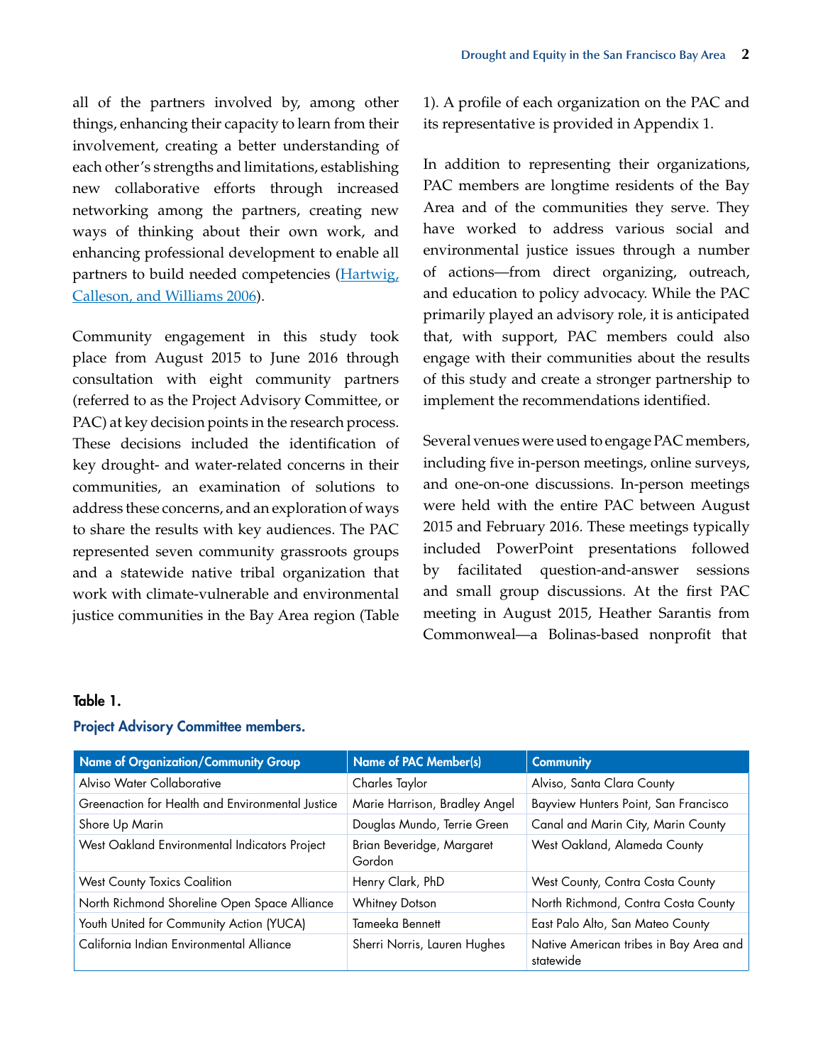all of the partners involved by, among other things, enhancing their capacity to learn from their involvement, creating a better understanding of each other's strengths and limitations, establishing new collaborative efforts through increased networking among the partners, creating new ways of thinking about their own work, and enhancing professional development to enable all partners to build needed competencies (Hartwig, Calleson, and Williams 2006).

Community engagement in this study took place from August 2015 to June 2016 through consultation with eight community partners (referred to as the Project Advisory Committee, or PAC) at key decision points in the research process. These decisions included the identification of key drought- and water-related concerns in their communities, an examination of solutions to address these concerns, and an exploration of ways to share the results with key audiences. The PAC represented seven community grassroots groups and a statewide native tribal organization that work with climate-vulnerable and environmental justice communities in the Bay Area region (Table 1). A profile of each organization on the PAC and its representative is provided in Appendix 1.

In addition to representing their organizations, PAC members are longtime residents of the Bay Area and of the communities they serve. They have worked to address various social and environmental justice issues through a number of actions—from direct organizing, outreach, and education to policy advocacy. While the PAC primarily played an advisory role, it is anticipated that, with support, PAC members could also engage with their communities about the results of this study and create a stronger partnership to implement the recommendations identified.

Several venues were used to engage PAC members, including five in-person meetings, online surveys, and one-on-one discussions. In-person meetings were held with the entire PAC between August 2015 and February 2016. These meetings typically included PowerPoint presentations followed by facilitated question-and-answer sessions and small group discussions. At the first PAC meeting in August 2015, Heather Sarantis from Commonweal—a Bolinas-based nonprofit that

**Table 1.**

**Project Advisory Committee members.**

| Name of Organization/Community Group | Name of PAC Member(s) | Community |
|---|---|---|
| Alviso Water Collaborative | Charles Taylor | Alviso, Santa Clara County |
| Greenaction for Health and Environmental Justice | Marie Harrison, Bradley Angel | Bayview Hunters Point, San Francisco |
| Shore Up Marin | Douglas Mundo, Terrie Green | Canal and Marin City, Marin County |
| West Oakland Environmental Indicators Project | Brian Beveridge, Margaret Gordon | West Oakland, Alameda County |
| West County Toxics Coalition | Henry Clark, PhD | West County, Contra Costa County |
| North Richmond Shoreline Open Space Alliance | Whitney Dotson | North Richmond, Contra Costa County |
| Youth United for Community Action (YUCA) | Tameeka Bennett | East Palo Alto, San Mateo County |
| California Indian Environmental Alliance | Sherri Norris, Lauren Hughes | Native American tribes in Bay Area and statewide |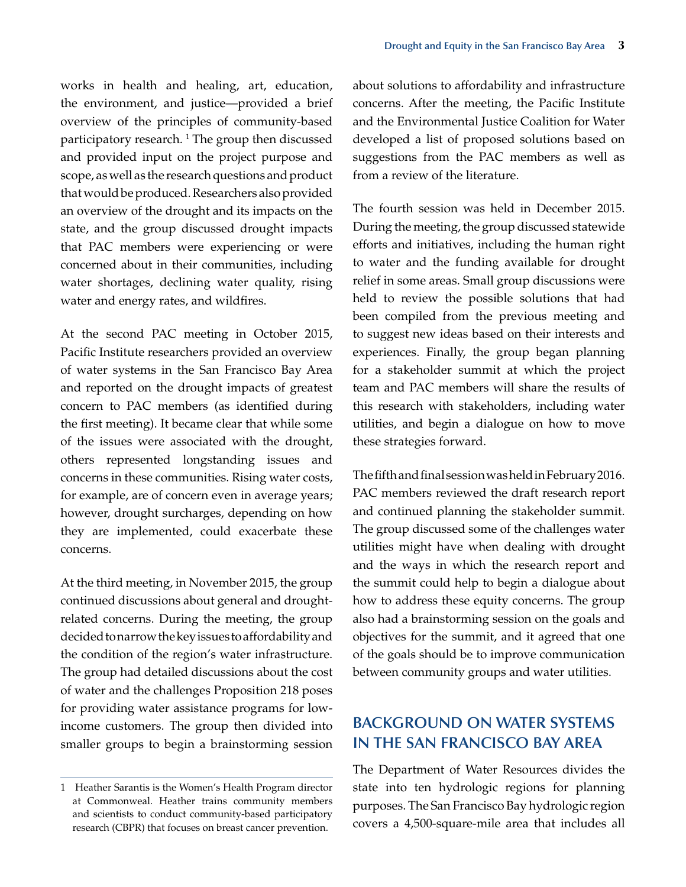works in health and healing, art, education, the environment, and justice—provided a brief overview of the principles of community-based participatory research. [1] The group then discussed and provided input on the project purpose and scope, as well as the research questions and product that would be produced. Researchers also provided an overview of the drought and its impacts on the state, and the group discussed drought impacts that PAC members were experiencing or were concerned about in their communities, including water shortages, declining water quality, rising water and energy rates, and wildfires.

At the second PAC meeting in October 2015, Pacific Institute researchers provided an overview of water systems in the San Francisco Bay Area and reported on the drought impacts of greatest concern to PAC members (as identified during the first meeting). It became clear that while some of the issues were associated with the drought, others represented longstanding issues and concerns in these communities. Rising water costs, for example, are of concern even in average years; however, drought surcharges, depending on how they are implemented, could exacerbate these concerns.

At the third meeting, in November 2015, the group continued discussions about general and drought-related concerns. During the meeting, the group decided to narrow the key issues to affordability and the condition of the region's water infrastructure. The group had detailed discussions about the cost of water and the challenges Proposition 218 poses for providing water assistance programs for low-income customers. The group then divided into smaller groups to begin a brainstorming session about solutions to affordability and infrastructure concerns. After the meeting, the Pacific Institute and the Environmental Justice Coalition for Water developed a list of proposed solutions based on suggestions from the PAC members as well as from a review of the literature.

The fourth session was held in December 2015. During the meeting, the group discussed statewide efforts and initiatives, including the human right to water and the funding available for drought relief in some areas. Small group discussions were held to review the possible solutions that had been compiled from the previous meeting and to suggest new ideas based on their interests and experiences. Finally, the group began planning for a stakeholder summit at which the project team and PAC members will share the results of this research with stakeholders, including water utilities, and begin a dialogue on how to move these strategies forward.

The fifth and final session was held in February 2016. PAC members reviewed the draft research report and continued planning the stakeholder summit. The group discussed some of the challenges water utilities might have when dealing with drought and the ways in which the research report and the summit could help to begin a dialogue about how to address these equity concerns. The group also had a brainstorming session on the goals and objectives for the summit, and it agreed that one of the goals should be to improve communication between community groups and water utilities.

## BACKGROUND ON WATER SYSTEMS IN THE SAN FRANCISCO BAY AREA

The Department of Water Resources divides the state into ten hydrologic regions for planning purposes. The San Francisco Bay hydrologic region covers a 4,500-square-mile area that includes all

---

1 Heather Sarantis is the Women's Health Program director at Commonweal. Heather trains community members and scientists to conduct community-based participatory research (CBPR) that focuses on breast cancer prevention.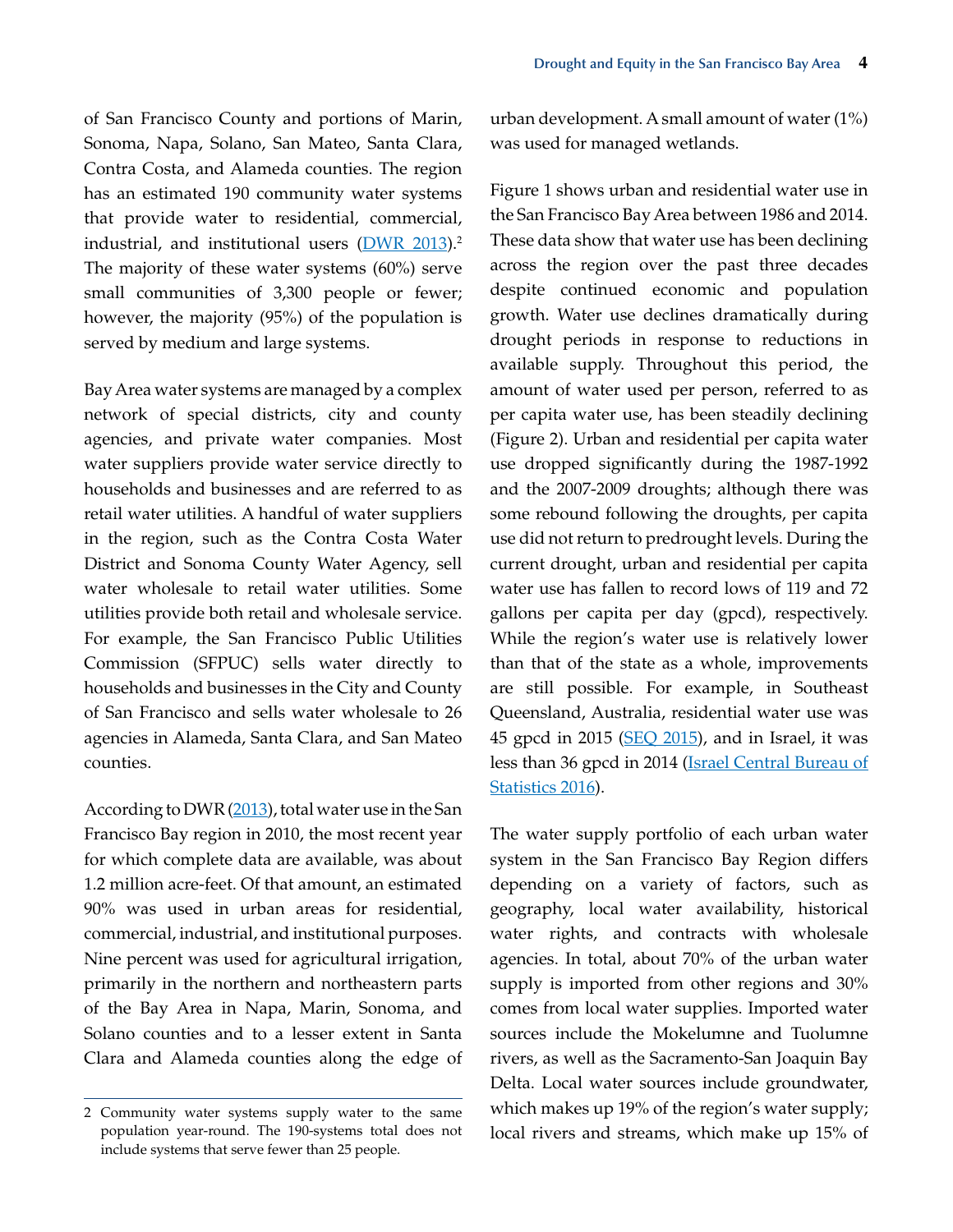of San Francisco County and portions of Marin, Sonoma, Napa, Solano, San Mateo, Santa Clara, Contra Costa, and Alameda counties. The region has an estimated 190 community water systems that provide water to residential, commercial, industrial, and institutional users (DWR 2013).[2] The majority of these water systems (60%) serve small communities of 3,300 people or fewer; however, the majority (95%) of the population is served by medium and large systems.

Bay Area water systems are managed by a complex network of special districts, city and county agencies, and private water companies. Most water suppliers provide water service directly to households and businesses and are referred to as retail water utilities. A handful of water suppliers in the region, such as the Contra Costa Water District and Sonoma County Water Agency, sell water wholesale to retail water utilities. Some utilities provide both retail and wholesale service. For example, the San Francisco Public Utilities Commission (SFPUC) sells water directly to households and businesses in the City and County of San Francisco and sells water wholesale to 26 agencies in Alameda, Santa Clara, and San Mateo counties.

According to DWR (2013), total water use in the San Francisco Bay region in 2010, the most recent year for which complete data are available, was about 1.2 million acre-feet. Of that amount, an estimated 90% was used in urban areas for residential, commercial, industrial, and institutional purposes. Nine percent was used for agricultural irrigation, primarily in the northern and northeastern parts of the Bay Area in Napa, Marin, Sonoma, and Solano counties and to a lesser extent in Santa Clara and Alameda counties along the edge of urban development. A small amount of water (1%) was used for managed wetlands.

Figure 1 shows urban and residential water use in the San Francisco Bay Area between 1986 and 2014. These data show that water use has been declining across the region over the past three decades despite continued economic and population growth. Water use declines dramatically during drought periods in response to reductions in available supply. Throughout this period, the amount of water used per person, referred to as per capita water use, has been steadily declining (Figure 2). Urban and residential per capita water use dropped significantly during the 1987-1992 and the 2007-2009 droughts; although there was some rebound following the droughts, per capita use did not return to predrought levels. During the current drought, urban and residential per capita water use has fallen to record lows of 119 and 72 gallons per capita per day (gpcd), respectively. While the region's water use is relatively lower than that of the state as a whole, improvements are still possible. For example, in Southeast Queensland, Australia, residential water use was 45 gpcd in 2015 (SEQ 2015), and in Israel, it was less than 36 gpcd in 2014 (Israel Central Bureau of Statistics 2016).

The water supply portfolio of each urban water system in the San Francisco Bay Region differs depending on a variety of factors, such as geography, local water availability, historical water rights, and contracts with wholesale agencies. In total, about 70% of the urban water supply is imported from other regions and 30% comes from local water supplies. Imported water sources include the Mokelumne and Tuolumne rivers, as well as the Sacramento-San Joaquin Bay Delta. Local water sources include groundwater, which makes up 19% of the region's water supply; local rivers and streams, which make up 15% of

---

2 Community water systems supply water to the same population year-round. The 190-systems total does not include systems that serve fewer than 25 people.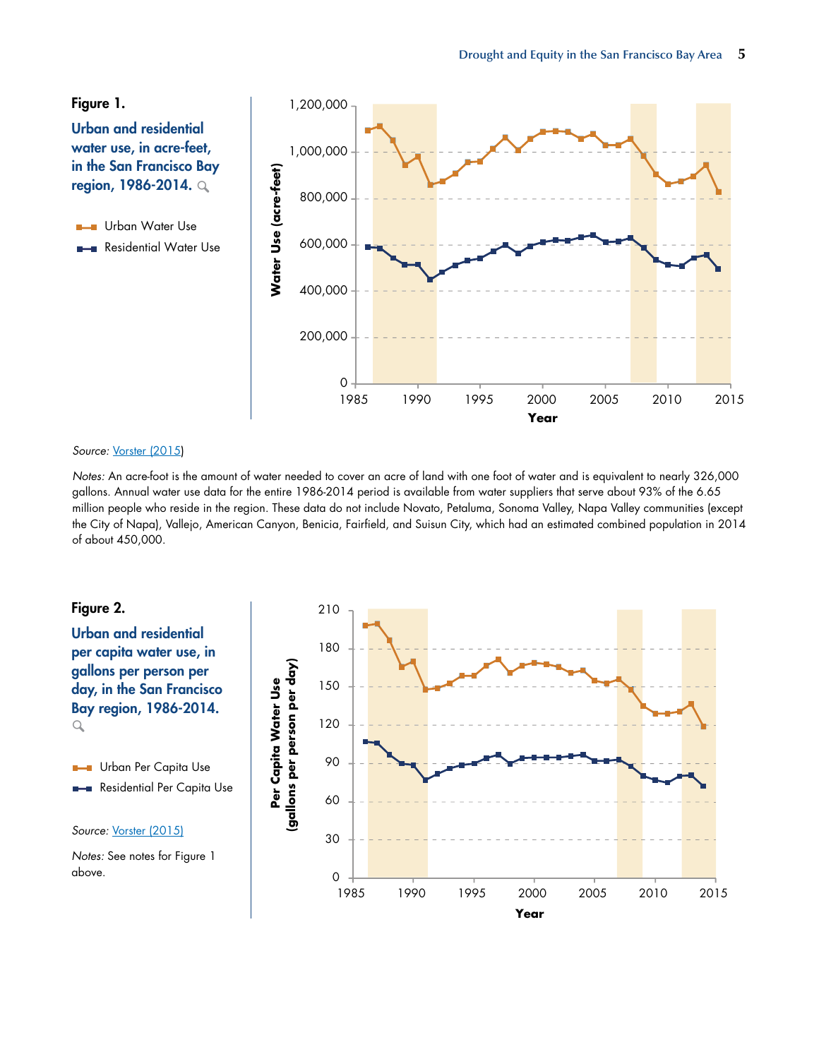**Figure 1.**

**Urban and residential water use, in acre-feet, in the San Francisco Bay region, 1986-2014.**

*Source:* Vorster (2015)

*Notes:* An acre-foot is the amount of water needed to cover an acre of land with one foot of water and is equivalent to nearly 326,000 gallons. Annual water use data for the entire 1986-2014 period is available from water suppliers that serve about 93% of the 6.65 million people who reside in the region. These data do not include Novato, Petaluma, Sonoma Valley, Napa Valley communities (except the City of Napa), Vallejo, American Canyon, Benicia, Fairfield, and Suisun City, which had an estimated combined population in 2014 of about 450,000.

**Figure 2.**

**Urban and residential per capita water use, in gallons per person per day, in the San Francisco Bay region, 1986-2014.**

*Source:* Vorster (2015)

*Notes:* See notes for Figure 1 above.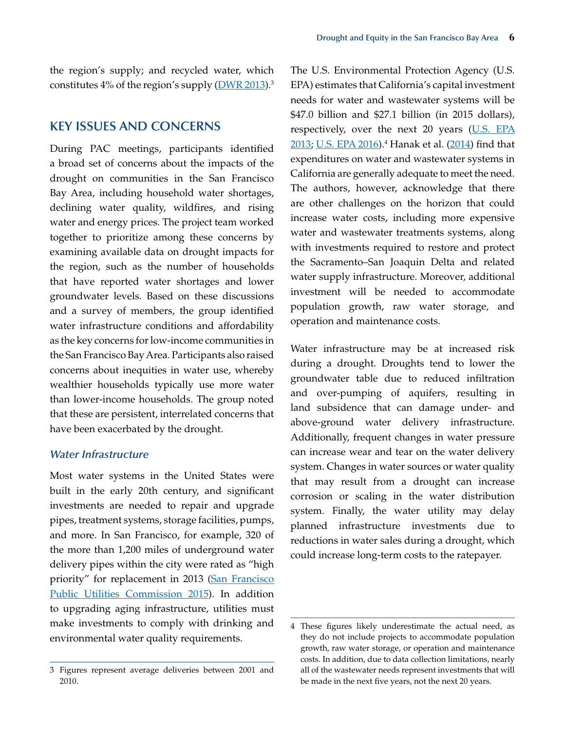the region's supply; and recycled water, which constitutes 4% of the region's supply (DWR 2013).[3]

## KEY ISSUES AND CONCERNS

During PAC meetings, participants identified a broad set of concerns about the impacts of the drought on communities in the San Francisco Bay Area, including household water shortages, declining water quality, wildfires, and rising water and energy prices. The project team worked together to prioritize among these concerns by examining available data on drought impacts for the region, such as the number of households that have reported water shortages and lower groundwater levels. Based on these discussions and a survey of members, the group identified water infrastructure conditions and affordability as the key concerns for low-income communities in the San Francisco Bay Area. Participants also raised concerns about inequities in water use, whereby wealthier households typically use more water than lower-income households. The group noted that these are persistent, interrelated concerns that have been exacerbated by the drought.

### *Water Infrastructure*

Most water systems in the United States were built in the early 20th century, and significant investments are needed to repair and upgrade pipes, treatment systems, storage facilities, pumps, and more. In San Francisco, for example, 320 of the more than 1,200 miles of underground water delivery pipes within the city were rated as "high priority" for replacement in 2013 (San Francisco Public Utilities Commission 2015). In addition to upgrading aging infrastructure, utilities must make investments to comply with drinking and environmental water quality requirements.

The U.S. Environmental Protection Agency (U.S. EPA) estimates that California's capital investment needs for water and wastewater systems will be $47.0 billion and $27.1 billion (in 2015 dollars), respectively, over the next 20 years (U.S. EPA 2013; U.S. EPA 2016).[4] Hanak et al. (2014) find that expenditures on water and wastewater systems in California are generally adequate to meet the need. The authors, however, acknowledge that there are other challenges on the horizon that could increase water costs, including more expensive water and wastewater treatments systems, along with investments required to restore and protect the Sacramento–San Joaquin Delta and related water supply infrastructure. Moreover, additional investment will be needed to accommodate population growth, raw water storage, and operation and maintenance costs.

Water infrastructure may be at increased risk during a drought. Droughts tend to lower the groundwater table due to reduced infiltration and over-pumping of aquifers, resulting in land subsidence that can damage under- and above-ground water delivery infrastructure. Additionally, frequent changes in water pressure can increase wear and tear on the water delivery system. Changes in water sources or water quality that may result from a drought can increase corrosion or scaling in the water distribution system. Finally, the water utility may delay planned infrastructure investments due to reductions in water sales during a drought, which could increase long-term costs to the ratepayer.

---

3 Figures represent average deliveries between 2001 and 2010.

4 These figures likely underestimate the actual need, as they do not include projects to accommodate population growth, raw water storage, or operation and maintenance costs. In addition, due to data collection limitations, nearly all of the wastewater needs represent investments that will be made in the next five years, not the next 20 years.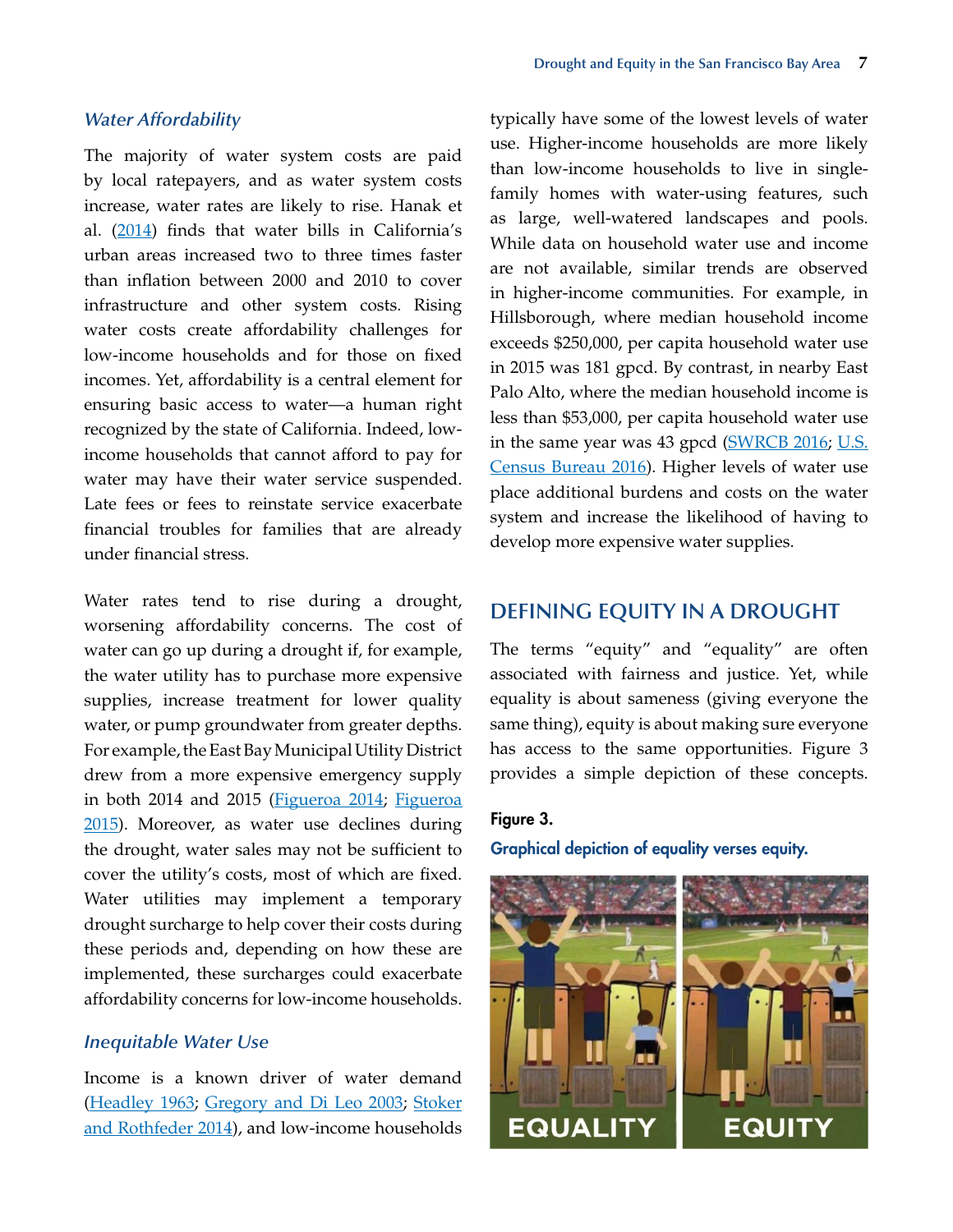### *Water Affordability*

The majority of water system costs are paid by local ratepayers, and as water system costs increase, water rates are likely to rise. Hanak et al. (2014) finds that water bills in California's urban areas increased two to three times faster than inflation between 2000 and 2010 to cover infrastructure and other system costs. Rising water costs create affordability challenges for low-income households and for those on fixed incomes. Yet, affordability is a central element for ensuring basic access to water—a human right recognized by the state of California. Indeed, low-income households that cannot afford to pay for water may have their water service suspended. Late fees or fees to reinstate service exacerbate financial troubles for families that are already under financial stress.

Water rates tend to rise during a drought, worsening affordability concerns. The cost of water can go up during a drought if, for example, the water utility has to purchase more expensive supplies, increase treatment for lower quality water, or pump groundwater from greater depths. For example, the East Bay Municipal Utility District drew from a more expensive emergency supply in both 2014 and 2015 (Figueroa 2014; Figueroa 2015). Moreover, as water use declines during the drought, water sales may not be sufficient to cover the utility's costs, most of which are fixed. Water utilities may implement a temporary drought surcharge to help cover their costs during these periods and, depending on how these are implemented, these surcharges could exacerbate affordability concerns for low-income households.

### *Inequitable Water Use*

Income is a known driver of water demand (Headley 1963; Gregory and Di Leo 2003; Stoker and Rothfeder 2014), and low-income households typically have some of the lowest levels of water use. Higher-income households are more likely than low-income households to live in single-family homes with water-using features, such as large, well-watered landscapes and pools. While data on household water use and income are not available, similar trends are observed in higher-income communities. For example, in Hillsborough, where median household income exceeds $250,000, per capita household water use in 2015 was 181 gpcd. By contrast, in nearby East Palo Alto, where the median household income is less than $53,000, per capita household water use in the same year was 43 gpcd (SWRCB 2016; U.S. Census Bureau 2016). Higher levels of water use place additional burdens and costs on the water system and increase the likelihood of having to develop more expensive water supplies.

## DEFINING EQUITY IN A DROUGHT

The terms "equity" and "equality" are often associated with fairness and justice. Yet, while equality is about sameness (giving everyone the same thing), equity is about making sure everyone has access to the same opportunities. Figure 3 provides a simple depiction of these concepts.

**Figure 3.**

**Graphical depiction of equality verses equity.**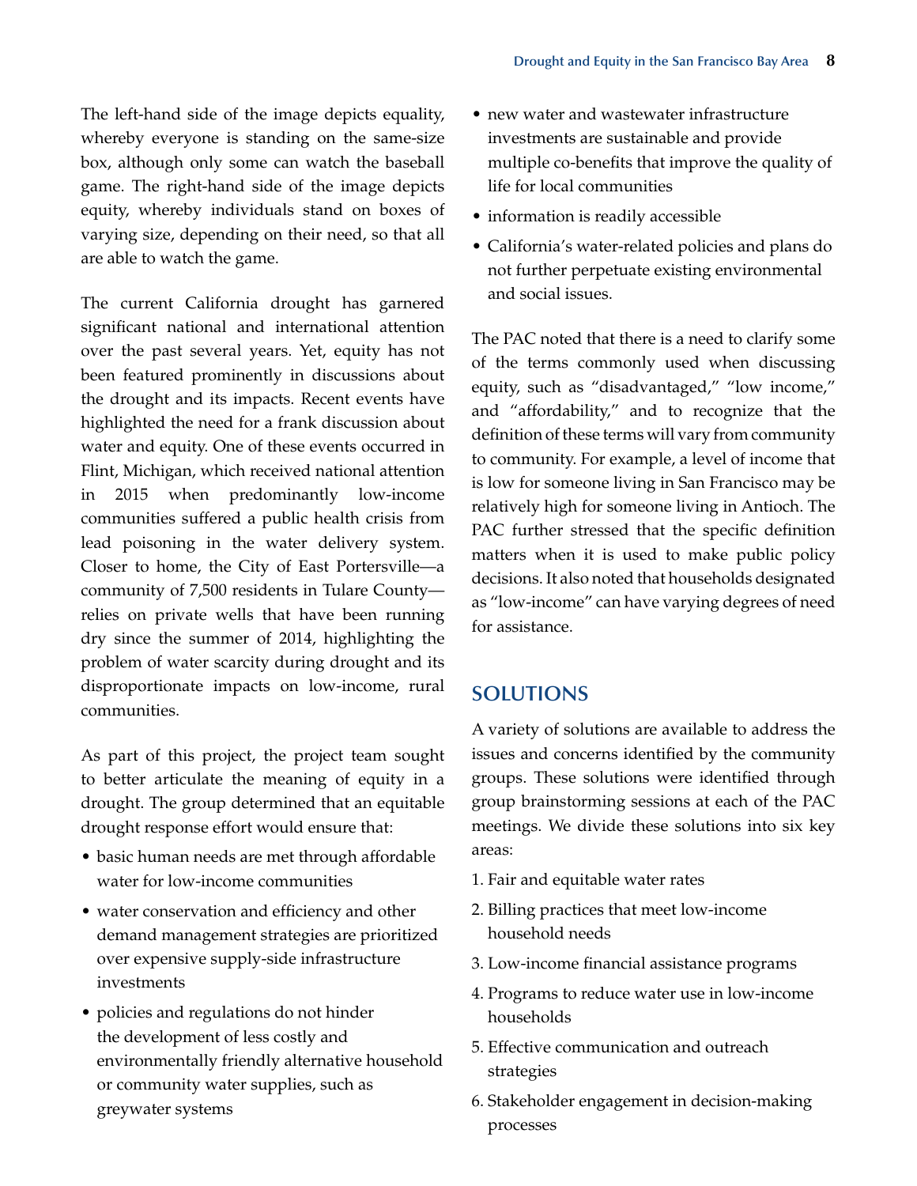The left-hand side of the image depicts equality, whereby everyone is standing on the same-size box, although only some can watch the baseball game. The right-hand side of the image depicts equity, whereby individuals stand on boxes of varying size, depending on their need, so that all are able to watch the game.

The current California drought has garnered significant national and international attention over the past several years. Yet, equity has not been featured prominently in discussions about the drought and its impacts. Recent events have highlighted the need for a frank discussion about water and equity. One of these events occurred in Flint, Michigan, which received national attention in 2015 when predominantly low-income communities suffered a public health crisis from lead poisoning in the water delivery system. Closer to home, the City of East Portersville—a community of 7,500 residents in Tulare County—relies on private wells that have been running dry since the summer of 2014, highlighting the problem of water scarcity during drought and its disproportionate impacts on low-income, rural communities.

As part of this project, the project team sought to better articulate the meaning of equity in a drought. The group determined that an equitable drought response effort would ensure that:

- basic human needs are met through affordable water for low-income communities
- water conservation and efficiency and other demand management strategies are prioritized over expensive supply-side infrastructure investments
- policies and regulations do not hinder the development of less costly and environmentally friendly alternative household or community water supplies, such as greywater systems
- new water and wastewater infrastructure investments are sustainable and provide multiple co-benefits that improve the quality of life for local communities
- information is readily accessible
- California's water-related policies and plans do not further perpetuate existing environmental and social issues.

The PAC noted that there is a need to clarify some of the terms commonly used when discussing equity, such as "disadvantaged," "low income," and "affordability," and to recognize that the definition of these terms will vary from community to community. For example, a level of income that is low for someone living in San Francisco may be relatively high for someone living in Antioch. The PAC further stressed that the specific definition matters when it is used to make public policy decisions. It also noted that households designated as "low-income" can have varying degrees of need for assistance.

## SOLUTIONS

A variety of solutions are available to address the issues and concerns identified by the community groups. These solutions were identified through group brainstorming sessions at each of the PAC meetings. We divide these solutions into six key areas:

1. Fair and equitable water rates
2. Billing practices that meet low-income household needs
3. Low-income financial assistance programs
4. Programs to reduce water use in low-income households
5. Effective communication and outreach strategies
6. Stakeholder engagement in decision-making processes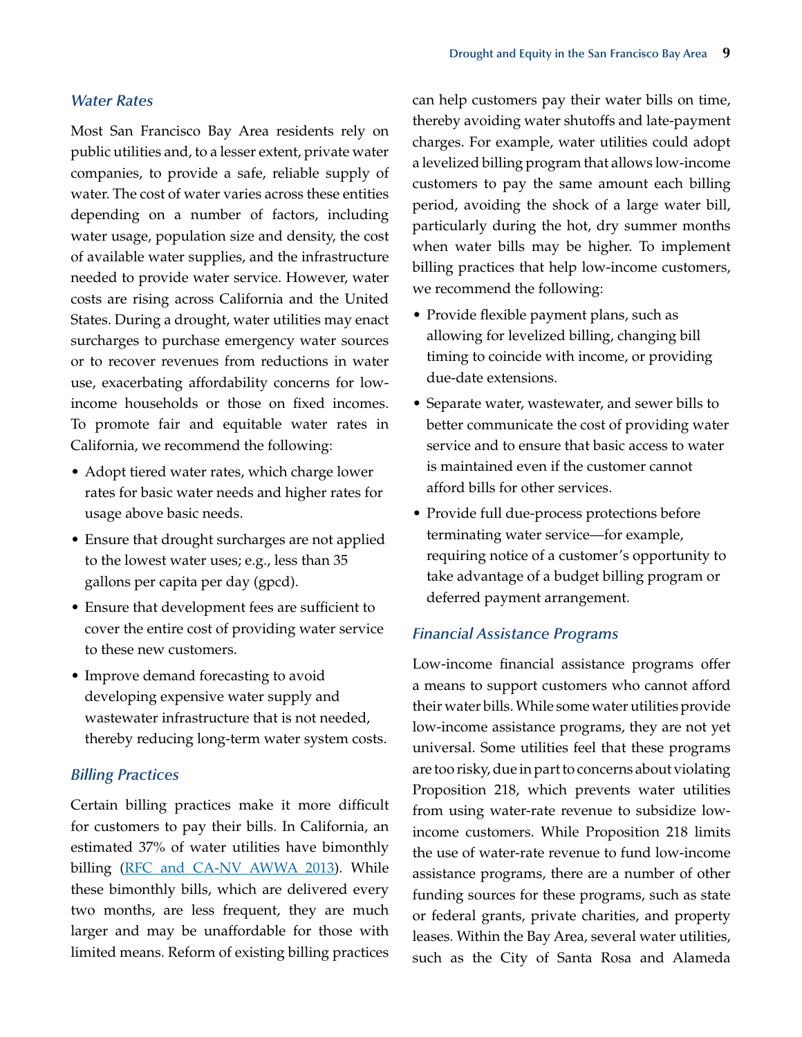### Water Rates

Most San Francisco Bay Area residents rely on public utilities and, to a lesser extent, private water companies, to provide a safe, reliable supply of water. The cost of water varies across these entities depending on a number of factors, including water usage, population size and density, the cost of available water supplies, and the infrastructure needed to provide water service. However, water costs are rising across California and the United States. During a drought, water utilities may enact surcharges to purchase emergency water sources or to recover revenues from reductions in water use, exacerbating affordability concerns for low-income households or those on fixed incomes. To promote fair and equitable water rates in California, we recommend the following:

- Adopt tiered water rates, which charge lower rates for basic water needs and higher rates for usage above basic needs.
- Ensure that drought surcharges are not applied to the lowest water uses; e.g., less than 35 gallons per capita per day (gpcd).
- Ensure that development fees are sufficient to cover the entire cost of providing water service to these new customers.
- Improve demand forecasting to avoid developing expensive water supply and wastewater infrastructure that is not needed, thereby reducing long-term water system costs.

### Billing Practices

Certain billing practices make it more difficult for customers to pay their bills. In California, an estimated 37% of water utilities have bimonthly billing (RFC and CA-NV AWWA 2013). While these bimonthly bills, which are delivered every two months, are less frequent, they are much larger and may be unaffordable for those with limited means. Reform of existing billing practices can help customers pay their water bills on time, thereby avoiding water shutoffs and late-payment charges. For example, water utilities could adopt a levelized billing program that allows low-income customers to pay the same amount each billing period, avoiding the shock of a large water bill, particularly during the hot, dry summer months when water bills may be higher. To implement billing practices that help low-income customers, we recommend the following:

- Provide flexible payment plans, such as allowing for levelized billing, changing bill timing to coincide with income, or providing due-date extensions.
- Separate water, wastewater, and sewer bills to better communicate the cost of providing water service and to ensure that basic access to water is maintained even if the customer cannot afford bills for other services.
- Provide full due-process protections before terminating water service—for example, requiring notice of a customer's opportunity to take advantage of a budget billing program or deferred payment arrangement.

### Financial Assistance Programs

Low-income financial assistance programs offer a means to support customers who cannot afford their water bills. While some water utilities provide low-income assistance programs, they are not yet universal. Some utilities feel that these programs are too risky, due in part to concerns about violating Proposition 218, which prevents water utilities from using water-rate revenue to subsidize low-income customers. While Proposition 218 limits the use of water-rate revenue to fund low-income assistance programs, there are a number of other funding sources for these programs, such as state or federal grants, private charities, and property leases. Within the Bay Area, several water utilities, such as the City of Santa Rosa and Alameda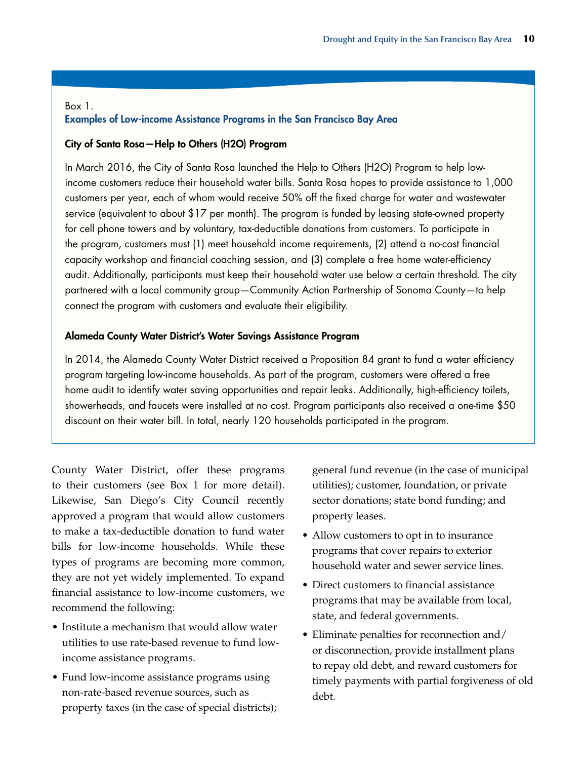Box 1.

**Examples of Low-income Assistance Programs in the San Francisco Bay Area**

**City of Santa Rosa—Help to Others (H2O) Program**

In March 2016, the City of Santa Rosa launched the Help to Others (H2O) Program to help low-income customers reduce their household water bills. Santa Rosa hopes to provide assistance to 1,000 customers per year, each of whom would receive 50% off the fixed charge for water and wastewater service (equivalent to about $17 per month). The program is funded by leasing state-owned property for cell phone towers and by voluntary, tax-deductible donations from customers. To participate in the program, customers must (1) meet household income requirements, (2) attend a no-cost financial capacity workshop and financial coaching session, and (3) complete a free home water-efficiency audit. Additionally, participants must keep their household water use below a certain threshold. The city partnered with a local community group—Community Action Partnership of Sonoma County—to help connect the program with customers and evaluate their eligibility.

**Alameda County Water District's Water Savings Assistance Program**

In 2014, the Alameda County Water District received a Proposition 84 grant to fund a water efficiency program targeting low-income households. As part of the program, customers were offered a free home audit to identify water saving opportunities and repair leaks. Additionally, high-efficiency toilets, showerheads, and faucets were installed at no cost. Program participants also received a one-time $50 discount on their water bill. In total, nearly 120 households participated in the program.

County Water District, offer these programs to their customers (see Box 1 for more detail). Likewise, San Diego's City Council recently approved a program that would allow customers to make a tax-deductible donation to fund water bills for low-income households. While these types of programs are becoming more common, they are not yet widely implemented. To expand financial assistance to low-income customers, we recommend the following:

- Institute a mechanism that would allow water utilities to use rate-based revenue to fund low-income assistance programs.
- Fund low-income assistance programs using non-rate-based revenue sources, such as property taxes (in the case of special districts); general fund revenue (in the case of municipal utilities); customer, foundation, or private sector donations; state bond funding; and property leases.
- Allow customers to opt in to insurance programs that cover repairs to exterior household water and sewer service lines.
- Direct customers to financial assistance programs that may be available from local, state, and federal governments.
- Eliminate penalties for reconnection and/or disconnection, provide installment plans to repay old debt, and reward customers for timely payments with partial forgiveness of old debt.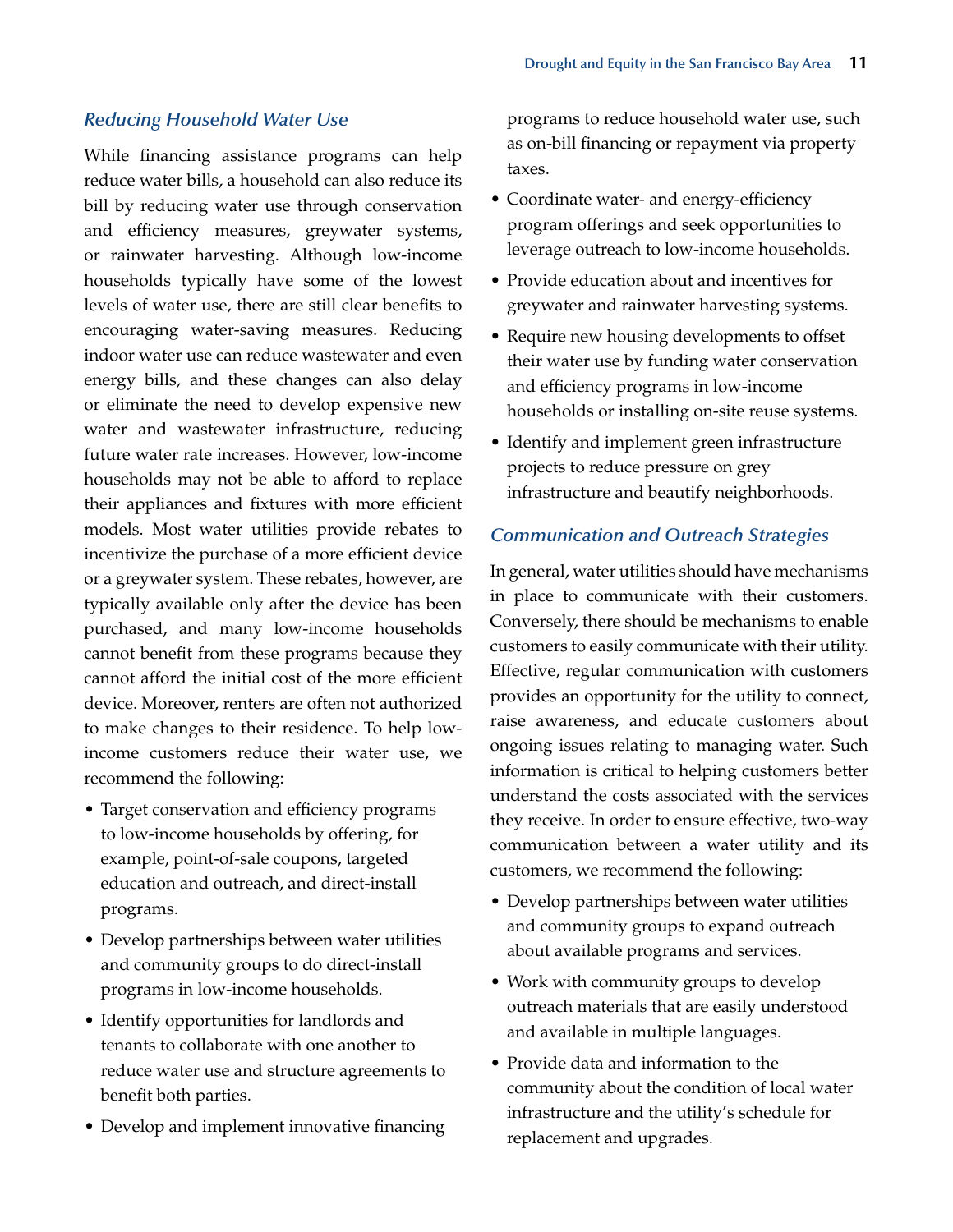### *Reducing Household Water Use*

While financing assistance programs can help reduce water bills, a household can also reduce its bill by reducing water use through conservation and efficiency measures, greywater systems, or rainwater harvesting. Although low-income households typically have some of the lowest levels of water use, there are still clear benefits to encouraging water-saving measures. Reducing indoor water use can reduce wastewater and even energy bills, and these changes can also delay or eliminate the need to develop expensive new water and wastewater infrastructure, reducing future water rate increases. However, low-income households may not be able to afford to replace their appliances and fixtures with more efficient models. Most water utilities provide rebates to incentivize the purchase of a more efficient device or a greywater system. These rebates, however, are typically available only after the device has been purchased, and many low-income households cannot benefit from these programs because they cannot afford the initial cost of the more efficient device. Moreover, renters are often not authorized to make changes to their residence. To help low-income customers reduce their water use, we recommend the following:

- Target conservation and efficiency programs to low-income households by offering, for example, point-of-sale coupons, targeted education and outreach, and direct-install programs.
- Develop partnerships between water utilities and community groups to do direct-install programs in low-income households.
- Identify opportunities for landlords and tenants to collaborate with one another to reduce water use and structure agreements to benefit both parties.
- Develop and implement innovative financing programs to reduce household water use, such as on-bill financing or repayment via property taxes.
- Coordinate water- and energy-efficiency program offerings and seek opportunities to leverage outreach to low-income households.
- Provide education about and incentives for greywater and rainwater harvesting systems.
- Require new housing developments to offset their water use by funding water conservation and efficiency programs in low-income households or installing on-site reuse systems.
- Identify and implement green infrastructure projects to reduce pressure on grey infrastructure and beautify neighborhoods.

### *Communication and Outreach Strategies*

In general, water utilities should have mechanisms in place to communicate with their customers. Conversely, there should be mechanisms to enable customers to easily communicate with their utility. Effective, regular communication with customers provides an opportunity for the utility to connect, raise awareness, and educate customers about ongoing issues relating to managing water. Such information is critical to helping customers better understand the costs associated with the services they receive. In order to ensure effective, two-way communication between a water utility and its customers, we recommend the following:

- Develop partnerships between water utilities and community groups to expand outreach about available programs and services.
- Work with community groups to develop outreach materials that are easily understood and available in multiple languages.
- Provide data and information to the community about the condition of local water infrastructure and the utility's schedule for replacement and upgrades.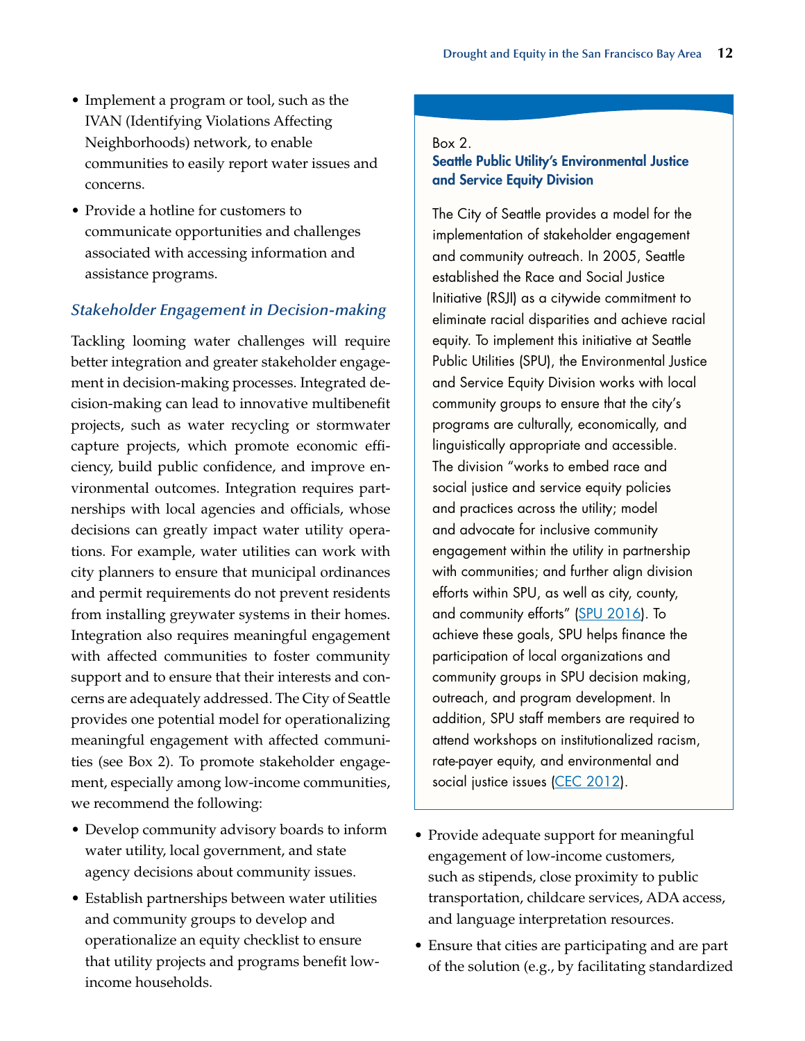- Implement a program or tool, such as the IVAN (Identifying Violations Affecting Neighborhoods) network, to enable communities to easily report water issues and concerns.
- Provide a hotline for customers to communicate opportunities and challenges associated with accessing information and assistance programs.

### *Stakeholder Engagement in Decision-making*

Tackling looming water challenges will require better integration and greater stakeholder engagement in decision-making processes. Integrated decision-making can lead to innovative multibenefit projects, such as water recycling or stormwater capture projects, which promote economic efficiency, build public confidence, and improve environmental outcomes. Integration requires partnerships with local agencies and officials, whose decisions can greatly impact water utility operations. For example, water utilities can work with city planners to ensure that municipal ordinances and permit requirements do not prevent residents from installing greywater systems in their homes. Integration also requires meaningful engagement with affected communities to foster community support and to ensure that their interests and concerns are adequately addressed. The City of Seattle provides one potential model for operationalizing meaningful engagement with affected communities (see Box 2). To promote stakeholder engagement, especially among low-income communities, we recommend the following:

- Develop community advisory boards to inform water utility, local government, and state agency decisions about community issues.
- Establish partnerships between water utilities and community groups to develop and operationalize an equity checklist to ensure that utility projects and programs benefit low-income households.

> Box 2.
>
> **Seattle Public Utility's Environmental Justice and Service Equity Division**
>
> The City of Seattle provides a model for the implementation of stakeholder engagement and community outreach. In 2005, Seattle established the Race and Social Justice Initiative (RSJI) as a citywide commitment to eliminate racial disparities and achieve racial equity. To implement this initiative at Seattle Public Utilities (SPU), the Environmental Justice and Service Equity Division works with local community groups to ensure that the city's programs are culturally, economically, and linguistically appropriate and accessible. The division "works to embed race and social justice and service equity policies and practices across the utility; model and advocate for inclusive community engagement within the utility in partnership with communities; and further align division efforts within SPU, as well as city, county, and community efforts" (SPU 2016). To achieve these goals, SPU helps finance the participation of local organizations and community groups in SPU decision making, outreach, and program development. In addition, SPU staff members are required to attend workshops on institutionalized racism, rate-payer equity, and environmental and social justice issues (CEC 2012).

- Provide adequate support for meaningful engagement of low-income customers, such as stipends, close proximity to public transportation, childcare services, ADA access, and language interpretation resources.
- Ensure that cities are participating and are part of the solution (e.g., by facilitating standardized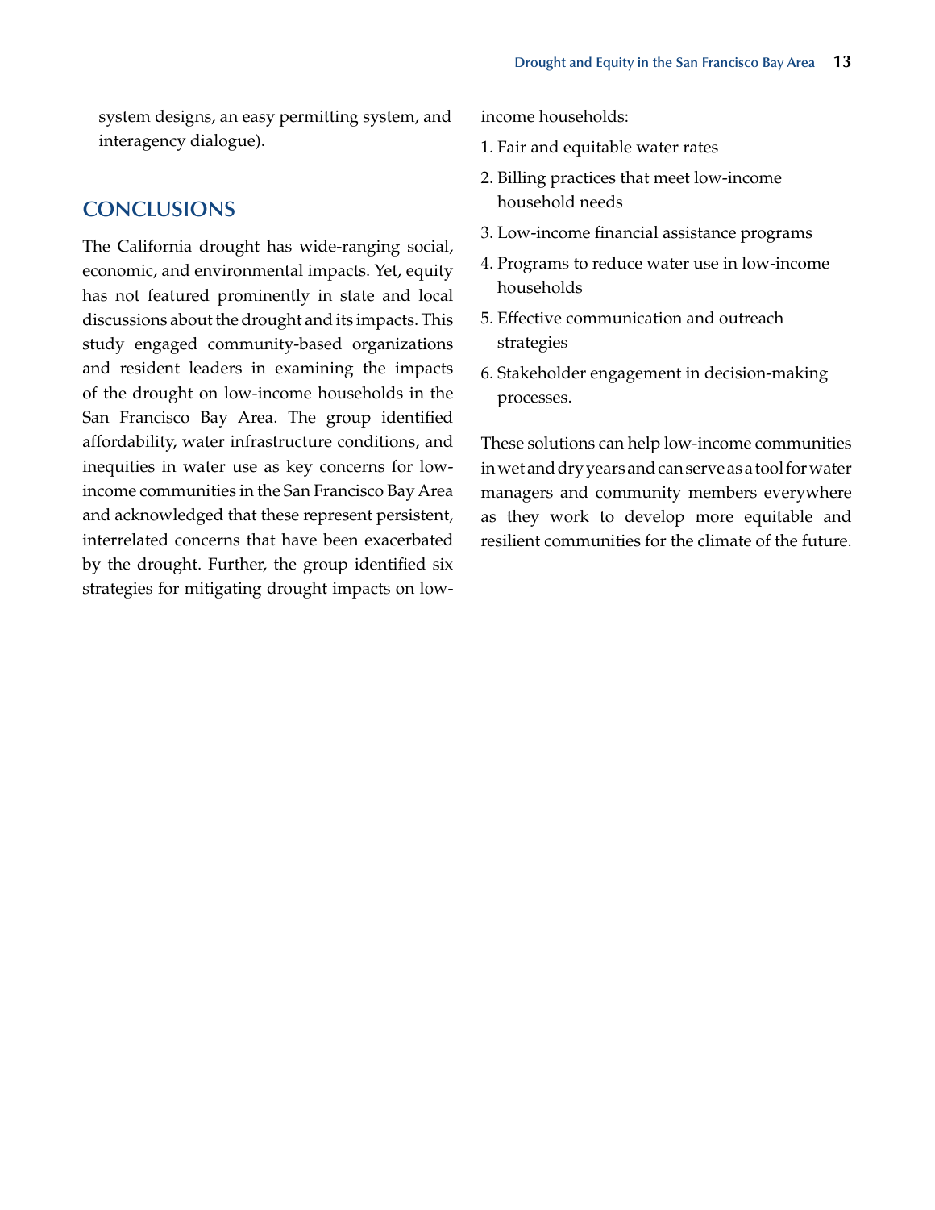system designs, an easy permitting system, and interagency dialogue).

## CONCLUSIONS

The California drought has wide-ranging social, economic, and environmental impacts. Yet, equity has not featured prominently in state and local discussions about the drought and its impacts. This study engaged community-based organizations and resident leaders in examining the impacts of the drought on low-income households in the San Francisco Bay Area. The group identified affordability, water infrastructure conditions, and inequities in water use as key concerns for low-income communities in the San Francisco Bay Area and acknowledged that these represent persistent, interrelated concerns that have been exacerbated by the drought. Further, the group identified six strategies for mitigating drought impacts on low-income households:

1. Fair and equitable water rates
2. Billing practices that meet low-income household needs
3. Low-income financial assistance programs
4. Programs to reduce water use in low-income households
5. Effective communication and outreach strategies
6. Stakeholder engagement in decision-making processes.

These solutions can help low-income communities in wet and dry years and can serve as a tool for water managers and community members everywhere as they work to develop more equitable and resilient communities for the climate of the future.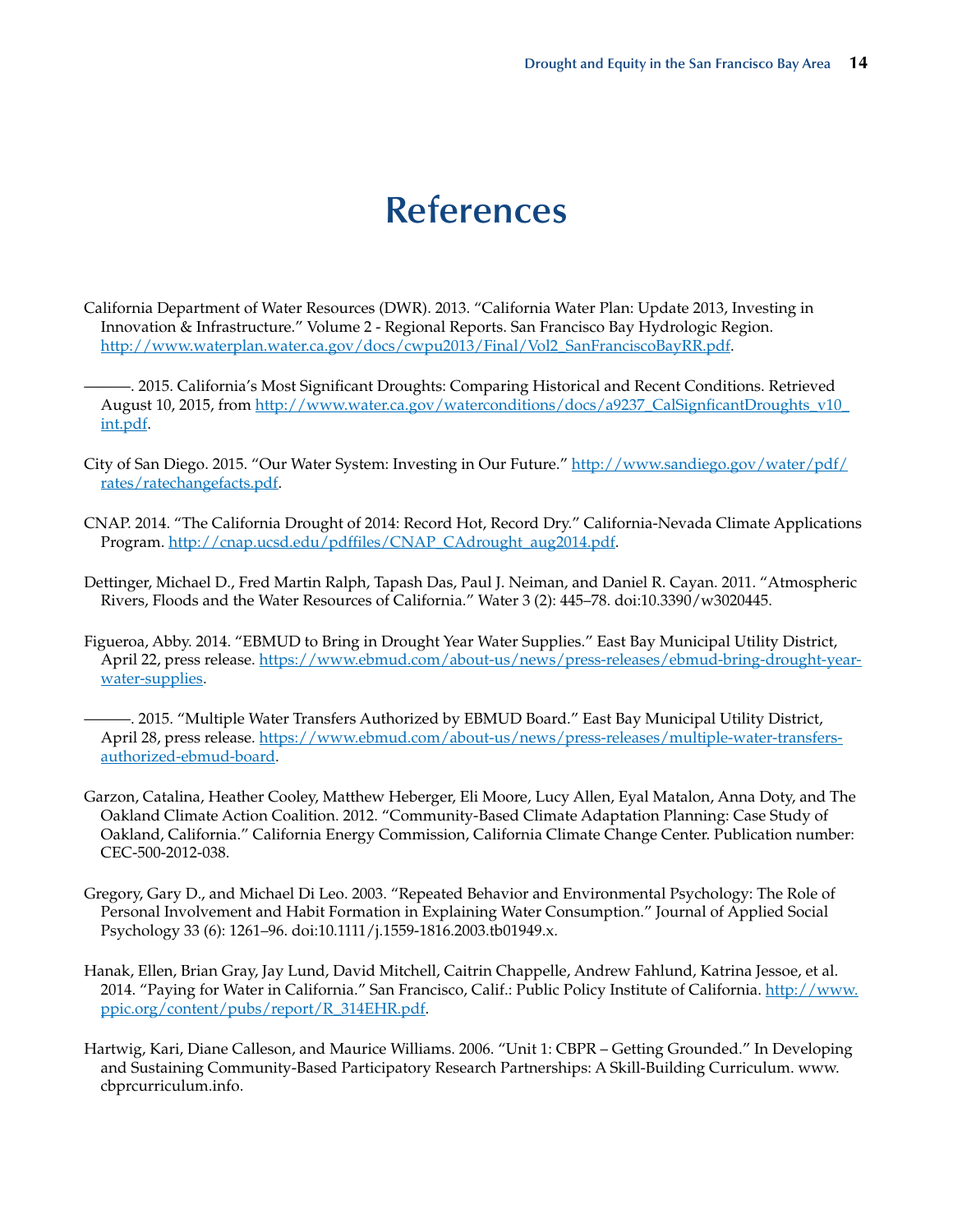# References

California Department of Water Resources (DWR). 2013. "California Water Plan: Update 2013, Investing in Innovation & Infrastructure." Volume 2 - Regional Reports. San Francisco Bay Hydrologic Region. http://www.waterplan.water.ca.gov/docs/cwpu2013/Final/Vol2_SanFranciscoBayRR.pdf.

———. 2015. California's Most Significant Droughts: Comparing Historical and Recent Conditions. Retrieved August 10, 2015, from http://www.water.ca.gov/waterconditions/docs/a9237_CalSignficantDroughts_v10_int.pdf.

City of San Diego. 2015. "Our Water System: Investing in Our Future." http://www.sandiego.gov/water/pdf/rates/ratechangefacts.pdf.

CNAP. 2014. "The California Drought of 2014: Record Hot, Record Dry." California-Nevada Climate Applications Program. http://cnap.ucsd.edu/pdffiles/CNAP_CAdrought_aug2014.pdf.

Dettinger, Michael D., Fred Martin Ralph, Tapash Das, Paul J. Neiman, and Daniel R. Cayan. 2011. "Atmospheric Rivers, Floods and the Water Resources of California." Water 3 (2): 445–78. doi:10.3390/w3020445.

Figueroa, Abby. 2014. "EBMUD to Bring in Drought Year Water Supplies." East Bay Municipal Utility District, April 22, press release. https://www.ebmud.com/about-us/news/press-releases/ebmud-bring-drought-year-water-supplies.

———. 2015. "Multiple Water Transfers Authorized by EBMUD Board." East Bay Municipal Utility District, April 28, press release. https://www.ebmud.com/about-us/news/press-releases/multiple-water-transfers-authorized-ebmud-board.

Garzon, Catalina, Heather Cooley, Matthew Heberger, Eli Moore, Lucy Allen, Eyal Matalon, Anna Doty, and The Oakland Climate Action Coalition. 2012. "Community-Based Climate Adaptation Planning: Case Study of Oakland, California." California Energy Commission, California Climate Change Center. Publication number: CEC-500-2012-038.

Gregory, Gary D., and Michael Di Leo. 2003. "Repeated Behavior and Environmental Psychology: The Role of Personal Involvement and Habit Formation in Explaining Water Consumption." Journal of Applied Social Psychology 33 (6): 1261–96. doi:10.1111/j.1559-1816.2003.tb01949.x.

Hanak, Ellen, Brian Gray, Jay Lund, David Mitchell, Caitrin Chappelle, Andrew Fahlund, Katrina Jessoe, et al. 2014. "Paying for Water in California." San Francisco, Calif.: Public Policy Institute of California. http://www.ppic.org/content/pubs/report/R_314EHR.pdf.

Hartwig, Kari, Diane Calleson, and Maurice Williams. 2006. "Unit 1: CBPR – Getting Grounded." In Developing and Sustaining Community-Based Participatory Research Partnerships: A Skill-Building Curriculum. www.cbprcurriculum.info.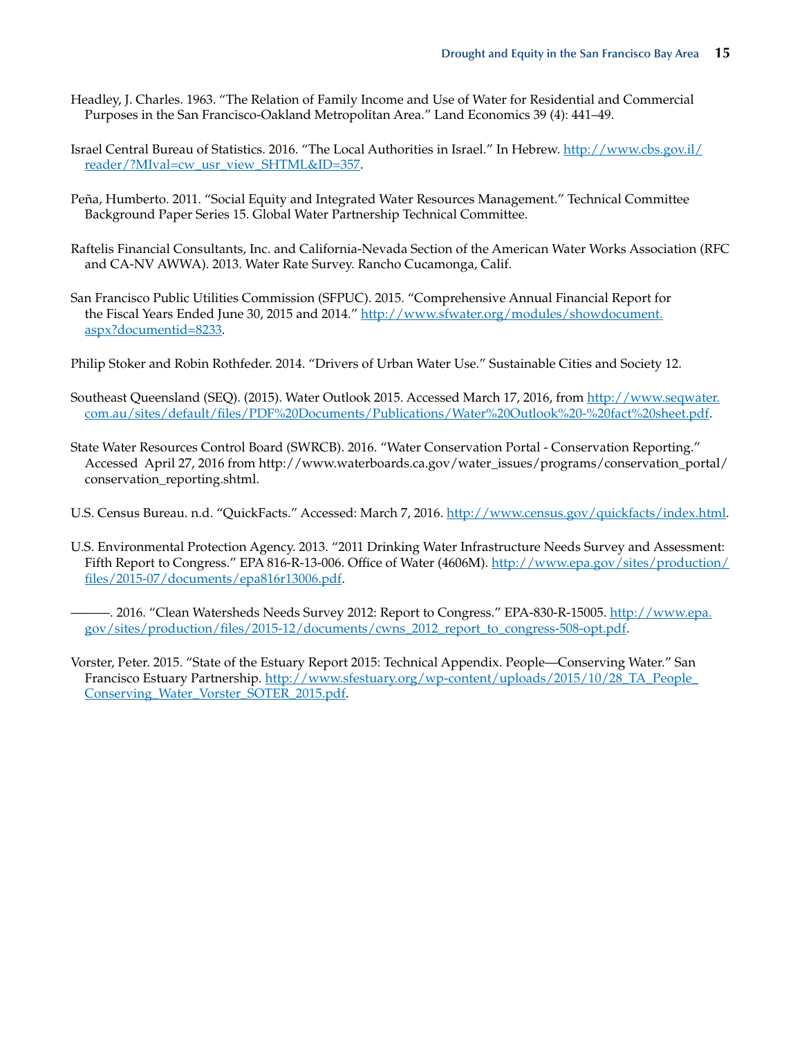Headley, J. Charles. 1963. "The Relation of Family Income and Use of Water for Residential and Commercial Purposes in the San Francisco-Oakland Metropolitan Area." Land Economics 39 (4): 441–49.

Israel Central Bureau of Statistics. 2016. "The Local Authorities in Israel." In Hebrew. http://www.cbs.gov.il/reader/?MIval=cw_usr_view_SHTML&ID=357.

Peña, Humberto. 2011. "Social Equity and Integrated Water Resources Management." Technical Committee Background Paper Series 15. Global Water Partnership Technical Committee.

Raftelis Financial Consultants, Inc. and California-Nevada Section of the American Water Works Association (RFC and CA-NV AWWA). 2013. Water Rate Survey. Rancho Cucamonga, Calif.

San Francisco Public Utilities Commission (SFPUC). 2015. "Comprehensive Annual Financial Report for the Fiscal Years Ended June 30, 2015 and 2014." http://www.sfwater.org/modules/showdocument.aspx?documentid=8233.

Philip Stoker and Robin Rothfeder. 2014. "Drivers of Urban Water Use." Sustainable Cities and Society 12.

Southeast Queensland (SEQ). (2015). Water Outlook 2015. Accessed March 17, 2016, from http://www.seqwater.com.au/sites/default/files/PDF%20Documents/Publications/Water%20Outlook%20-%20fact%20sheet.pdf.

State Water Resources Control Board (SWRCB). 2016. "Water Conservation Portal - Conservation Reporting." Accessed April 27, 2016 from http://www.waterboards.ca.gov/water_issues/programs/conservation_portal/conservation_reporting.shtml.

U.S. Census Bureau. n.d. "QuickFacts." Accessed: March 7, 2016. http://www.census.gov/quickfacts/index.html.

U.S. Environmental Protection Agency. 2013. "2011 Drinking Water Infrastructure Needs Survey and Assessment: Fifth Report to Congress." EPA 816-R-13-006. Office of Water (4606M). http://www.epa.gov/sites/production/files/2015-07/documents/epa816r13006.pdf.

———. 2016. "Clean Watersheds Needs Survey 2012: Report to Congress." EPA-830-R-15005. http://www.epa.gov/sites/production/files/2015-12/documents/cwns_2012_report_to_congress-508-opt.pdf.

Vorster, Peter. 2015. "State of the Estuary Report 2015: Technical Appendix. People—Conserving Water." San Francisco Estuary Partnership. http://www.sfestuary.org/wp-content/uploads/2015/10/28_TA_People_Conserving_Water_Vorster_SOTER_2015.pdf.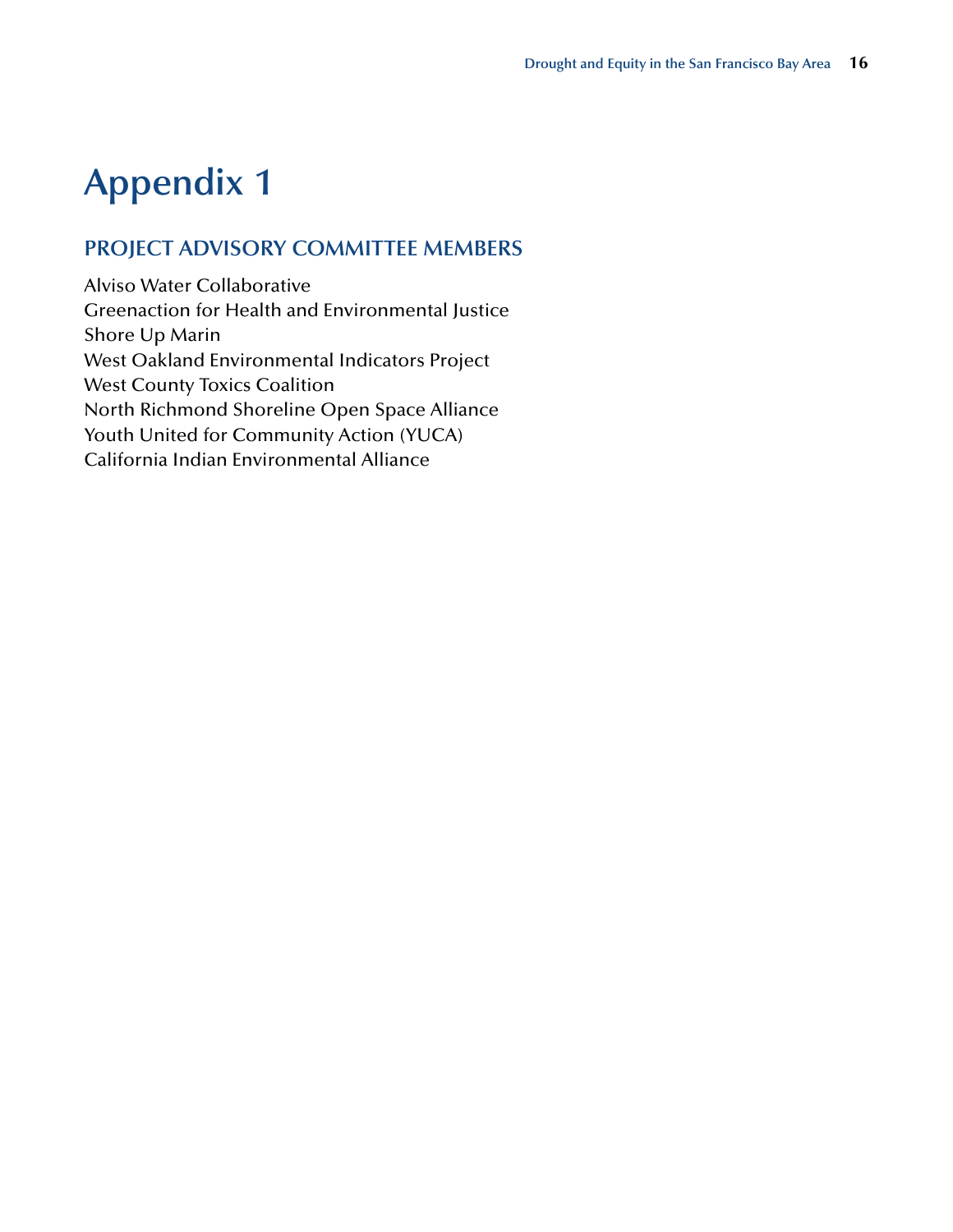# Appendix 1

## PROJECT ADVISORY COMMITTEE MEMBERS

Alviso Water Collaborative
Greenaction for Health and Environmental Justice
Shore Up Marin
West Oakland Environmental Indicators Project
West County Toxics Coalition
North Richmond Shoreline Open Space Alliance
Youth United for Community Action (YUCA)
California Indian Environmental Alliance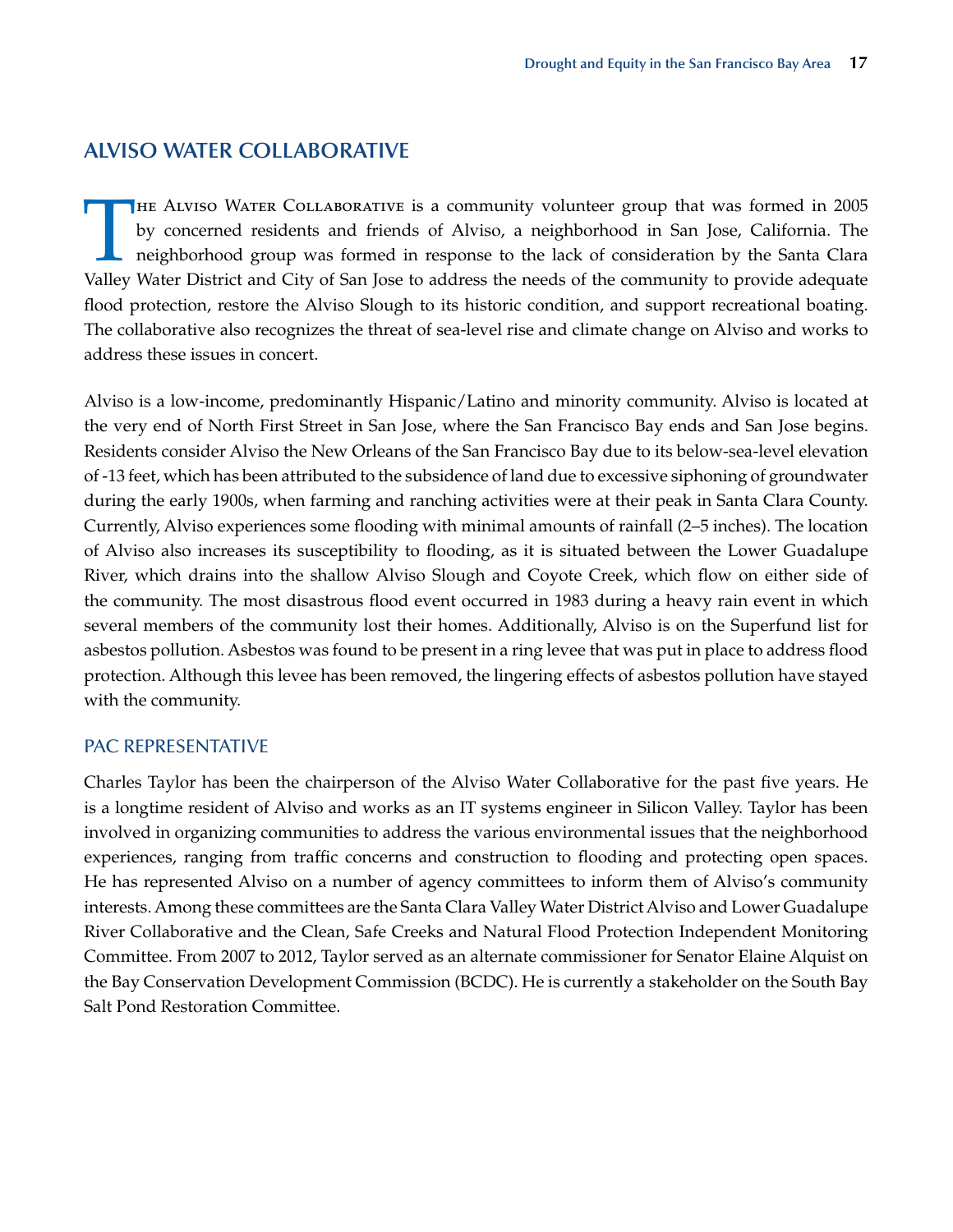## ALVISO WATER COLLABORATIVE

The Alviso Water Collaborative is a community volunteer group that was formed in 2005 by concerned residents and friends of Alviso, a neighborhood in San Jose, California. The neighborhood group was formed in response to the lack of consideration by the Santa Clara Valley Water District and City of San Jose to address the needs of the community to provide adequate flood protection, restore the Alviso Slough to its historic condition, and support recreational boating. The collaborative also recognizes the threat of sea-level rise and climate change on Alviso and works to address these issues in concert.

Alviso is a low-income, predominantly Hispanic/Latino and minority community. Alviso is located at the very end of North First Street in San Jose, where the San Francisco Bay ends and San Jose begins. Residents consider Alviso the New Orleans of the San Francisco Bay due to its below-sea-level elevation of -13 feet, which has been attributed to the subsidence of land due to excessive siphoning of groundwater during the early 1900s, when farming and ranching activities were at their peak in Santa Clara County. Currently, Alviso experiences some flooding with minimal amounts of rainfall (2–5 inches). The location of Alviso also increases its susceptibility to flooding, as it is situated between the Lower Guadalupe River, which drains into the shallow Alviso Slough and Coyote Creek, which flow on either side of the community. The most disastrous flood event occurred in 1983 during a heavy rain event in which several members of the community lost their homes. Additionally, Alviso is on the Superfund list for asbestos pollution. Asbestos was found to be present in a ring levee that was put in place to address flood protection. Although this levee has been removed, the lingering effects of asbestos pollution have stayed with the community.

### PAC REPRESENTATIVE

Charles Taylor has been the chairperson of the Alviso Water Collaborative for the past five years. He is a longtime resident of Alviso and works as an IT systems engineer in Silicon Valley. Taylor has been involved in organizing communities to address the various environmental issues that the neighborhood experiences, ranging from traffic concerns and construction to flooding and protecting open spaces. He has represented Alviso on a number of agency committees to inform them of Alviso's community interests. Among these committees are the Santa Clara Valley Water District Alviso and Lower Guadalupe River Collaborative and the Clean, Safe Creeks and Natural Flood Protection Independent Monitoring Committee. From 2007 to 2012, Taylor served as an alternate commissioner for Senator Elaine Alquist on the Bay Conservation Development Commission (BCDC). He is currently a stakeholder on the South Bay Salt Pond Restoration Committee.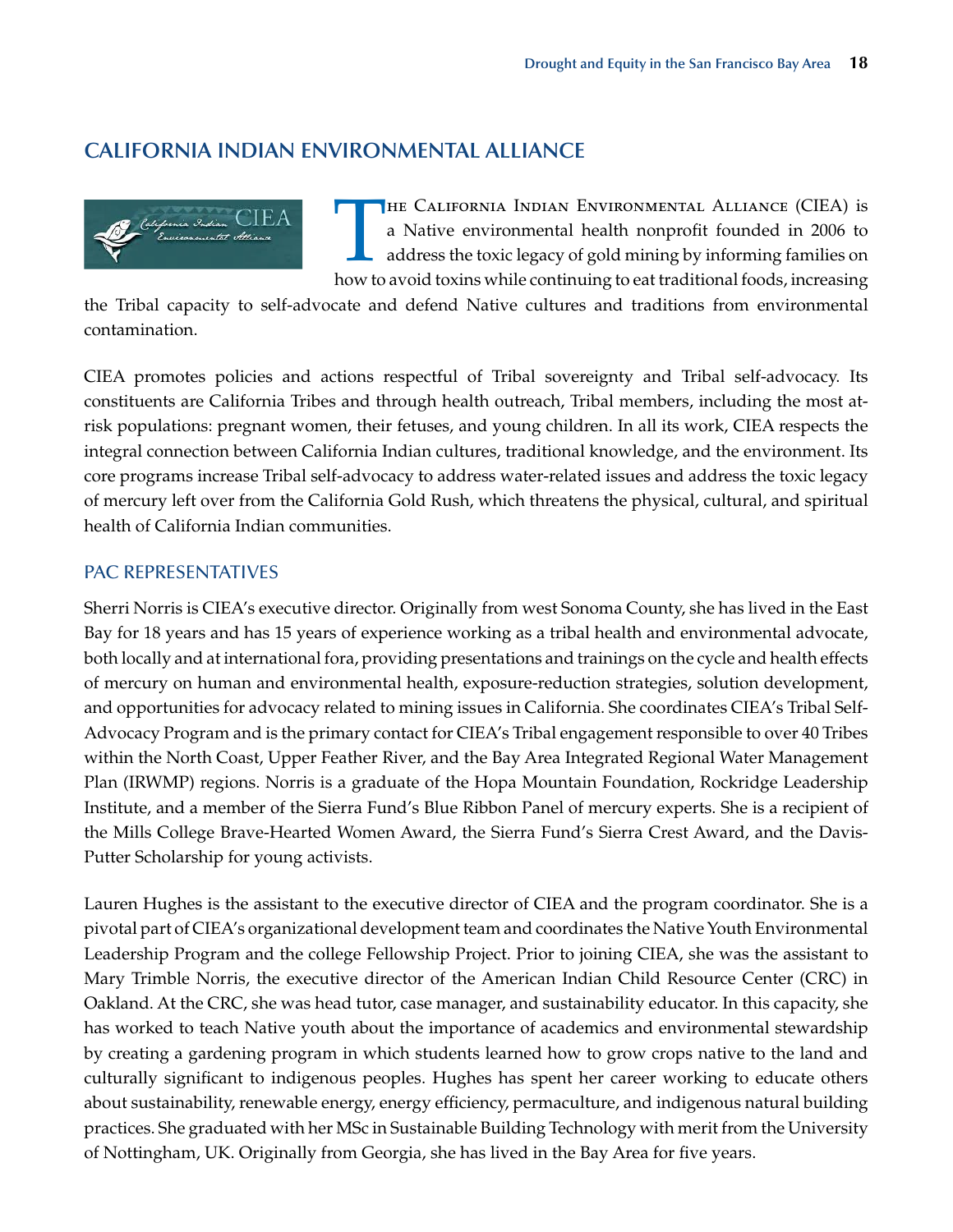## CALIFORNIA INDIAN ENVIRONMENTAL ALLIANCE

The California Indian Environmental Alliance (CIEA) is a Native environmental health nonprofit founded in 2006 to address the toxic legacy of gold mining by informing families on how to avoid toxins while continuing to eat traditional foods, increasing the Tribal capacity to self-advocate and defend Native cultures and traditions from environmental contamination.

CIEA promotes policies and actions respectful of Tribal sovereignty and Tribal self-advocacy. Its constituents are California Tribes and through health outreach, Tribal members, including the most at-risk populations: pregnant women, their fetuses, and young children. In all its work, CIEA respects the integral connection between California Indian cultures, traditional knowledge, and the environment. Its core programs increase Tribal self-advocacy to address water-related issues and address the toxic legacy of mercury left over from the California Gold Rush, which threatens the physical, cultural, and spiritual health of California Indian communities.

### PAC REPRESENTATIVES

Sherri Norris is CIEA's executive director. Originally from west Sonoma County, she has lived in the East Bay for 18 years and has 15 years of experience working as a tribal health and environmental advocate, both locally and at international fora, providing presentations and trainings on the cycle and health effects of mercury on human and environmental health, exposure-reduction strategies, solution development, and opportunities for advocacy related to mining issues in California. She coordinates CIEA's Tribal Self-Advocacy Program and is the primary contact for CIEA's Tribal engagement responsible to over 40 Tribes within the North Coast, Upper Feather River, and the Bay Area Integrated Regional Water Management Plan (IRWMP) regions. Norris is a graduate of the Hopa Mountain Foundation, Rockridge Leadership Institute, and a member of the Sierra Fund's Blue Ribbon Panel of mercury experts. She is a recipient of the Mills College Brave-Hearted Women Award, the Sierra Fund's Sierra Crest Award, and the Davis-Putter Scholarship for young activists.

Lauren Hughes is the assistant to the executive director of CIEA and the program coordinator. She is a pivotal part of CIEA's organizational development team and coordinates the Native Youth Environmental Leadership Program and the college Fellowship Project. Prior to joining CIEA, she was the assistant to Mary Trimble Norris, the executive director of the American Indian Child Resource Center (CRC) in Oakland. At the CRC, she was head tutor, case manager, and sustainability educator. In this capacity, she has worked to teach Native youth about the importance of academics and environmental stewardship by creating a gardening program in which students learned how to grow crops native to the land and culturally significant to indigenous peoples. Hughes has spent her career working to educate others about sustainability, renewable energy, energy efficiency, permaculture, and indigenous natural building practices. She graduated with her MSc in Sustainable Building Technology with merit from the University of Nottingham, UK. Originally from Georgia, she has lived in the Bay Area for five years.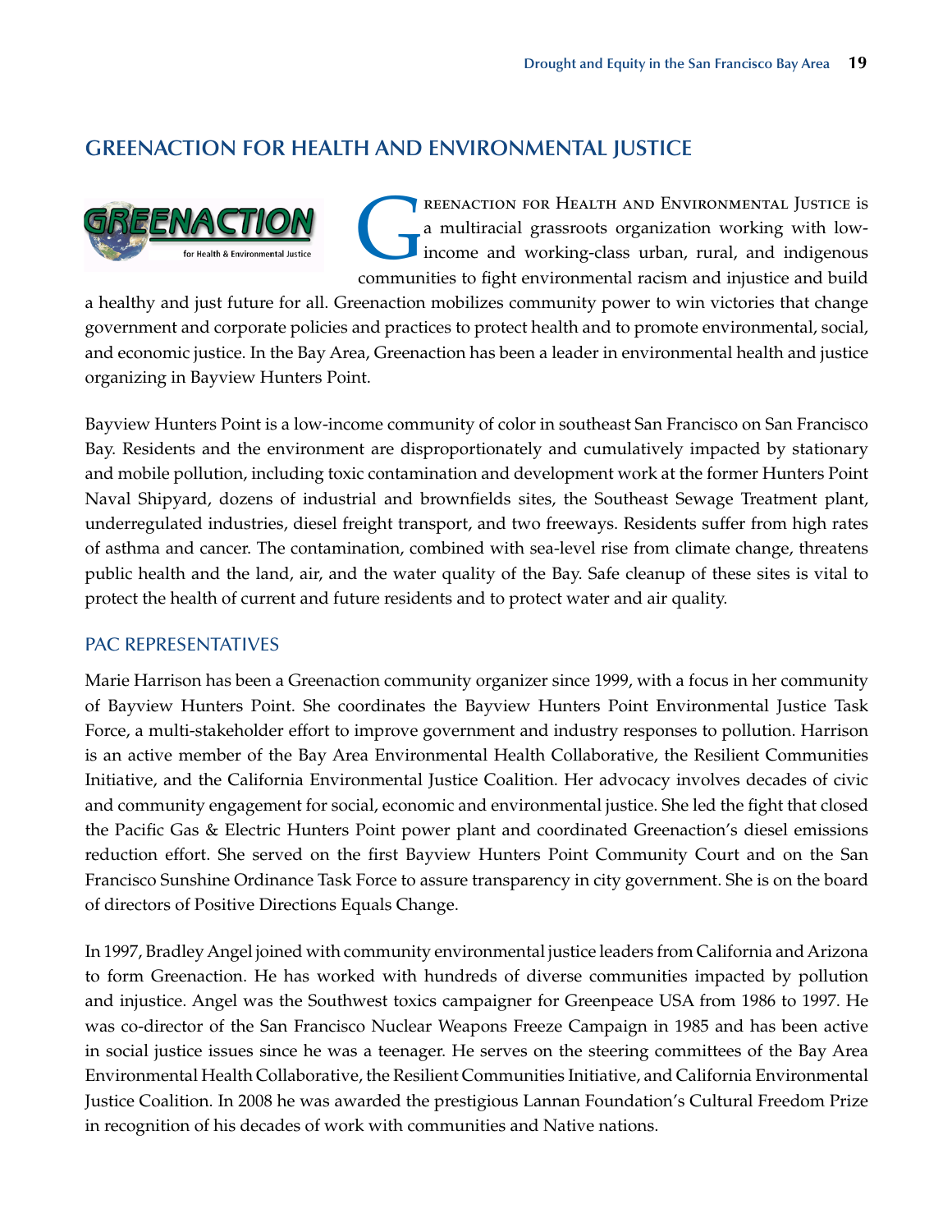## GREENACTION FOR HEALTH AND ENVIRONMENTAL JUSTICE

Greenaction for Health and Environmental Justice is a multiracial grassroots organization working with low-income and working-class urban, rural, and indigenous communities to fight environmental racism and injustice and build a healthy and just future for all. Greenaction mobilizes community power to win victories that change government and corporate policies and practices to protect health and to promote environmental, social, and economic justice. In the Bay Area, Greenaction has been a leader in environmental health and justice organizing in Bayview Hunters Point.

Bayview Hunters Point is a low-income community of color in southeast San Francisco on San Francisco Bay. Residents and the environment are disproportionately and cumulatively impacted by stationary and mobile pollution, including toxic contamination and development work at the former Hunters Point Naval Shipyard, dozens of industrial and brownfields sites, the Southeast Sewage Treatment plant, underregulated industries, diesel freight transport, and two freeways. Residents suffer from high rates of asthma and cancer. The contamination, combined with sea-level rise from climate change, threatens public health and the land, air, and the water quality of the Bay. Safe cleanup of these sites is vital to protect the health of current and future residents and to protect water and air quality.

### PAC REPRESENTATIVES

Marie Harrison has been a Greenaction community organizer since 1999, with a focus in her community of Bayview Hunters Point. She coordinates the Bayview Hunters Point Environmental Justice Task Force, a multi-stakeholder effort to improve government and industry responses to pollution. Harrison is an active member of the Bay Area Environmental Health Collaborative, the Resilient Communities Initiative, and the California Environmental Justice Coalition. Her advocacy involves decades of civic and community engagement for social, economic and environmental justice. She led the fight that closed the Pacific Gas & Electric Hunters Point power plant and coordinated Greenaction's diesel emissions reduction effort. She served on the first Bayview Hunters Point Community Court and on the San Francisco Sunshine Ordinance Task Force to assure transparency in city government. She is on the board of directors of Positive Directions Equals Change.

In 1997, Bradley Angel joined with community environmental justice leaders from California and Arizona to form Greenaction. He has worked with hundreds of diverse communities impacted by pollution and injustice. Angel was the Southwest toxics campaigner for Greenpeace USA from 1986 to 1997. He was co-director of the San Francisco Nuclear Weapons Freeze Campaign in 1985 and has been active in social justice issues since he was a teenager. He serves on the steering committees of the Bay Area Environmental Health Collaborative, the Resilient Communities Initiative, and California Environmental Justice Coalition. In 2008 he was awarded the prestigious Lannan Foundation's Cultural Freedom Prize in recognition of his decades of work with communities and Native nations.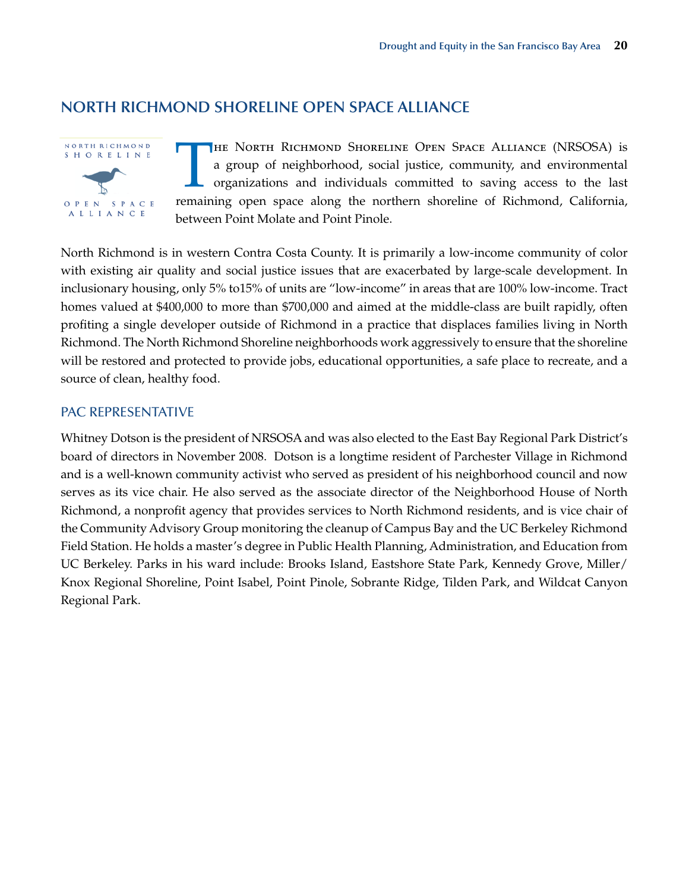## NORTH RICHMOND SHORELINE OPEN SPACE ALLIANCE

The North Richmond Shoreline Open Space Alliance (NRSOSA) is a group of neighborhood, social justice, community, and environmental organizations and individuals committed to saving access to the last remaining open space along the northern shoreline of Richmond, California, between Point Molate and Point Pinole.

North Richmond is in western Contra Costa County. It is primarily a low-income community of color with existing air quality and social justice issues that are exacerbated by large-scale development. In inclusionary housing, only 5% to15% of units are "low-income" in areas that are 100% low-income. Tract homes valued at $400,000 to more than $700,000 and aimed at the middle-class are built rapidly, often profiting a single developer outside of Richmond in a practice that displaces families living in North Richmond. The North Richmond Shoreline neighborhoods work aggressively to ensure that the shoreline will be restored and protected to provide jobs, educational opportunities, a safe place to recreate, and a source of clean, healthy food.

### PAC REPRESENTATIVE

Whitney Dotson is the president of NRSOSA and was also elected to the East Bay Regional Park District's board of directors in November 2008. Dotson is a longtime resident of Parchester Village in Richmond and is a well-known community activist who served as president of his neighborhood council and now serves as its vice chair. He also served as the associate director of the Neighborhood House of North Richmond, a nonprofit agency that provides services to North Richmond residents, and is vice chair of the Community Advisory Group monitoring the cleanup of Campus Bay and the UC Berkeley Richmond Field Station. He holds a master's degree in Public Health Planning, Administration, and Education from UC Berkeley. Parks in his ward include: Brooks Island, Eastshore State Park, Kennedy Grove, Miller/Knox Regional Shoreline, Point Isabel, Point Pinole, Sobrante Ridge, Tilden Park, and Wildcat Canyon Regional Park.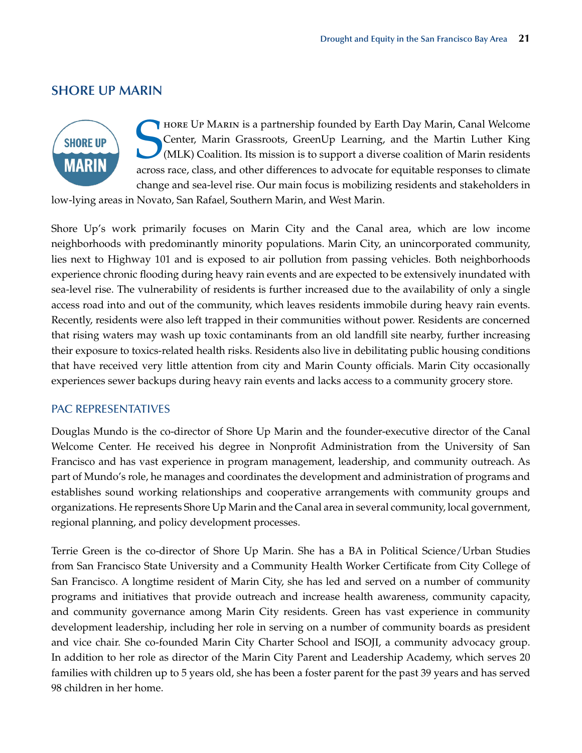## SHORE UP MARIN

Shore Up Marin is a partnership founded by Earth Day Marin, Canal Welcome Center, Marin Grassroots, GreenUp Learning, and the Martin Luther King (MLK) Coalition. Its mission is to support a diverse coalition of Marin residents across race, class, and other differences to advocate for equitable responses to climate change and sea-level rise. Our main focus is mobilizing residents and stakeholders in low-lying areas in Novato, San Rafael, Southern Marin, and West Marin.

Shore Up's work primarily focuses on Marin City and the Canal area, which are low income neighborhoods with predominantly minority populations. Marin City, an unincorporated community, lies next to Highway 101 and is exposed to air pollution from passing vehicles. Both neighborhoods experience chronic flooding during heavy rain events and are expected to be extensively inundated with sea-level rise. The vulnerability of residents is further increased due to the availability of only a single access road into and out of the community, which leaves residents immobile during heavy rain events. Recently, residents were also left trapped in their communities without power. Residents are concerned that rising waters may wash up toxic contaminants from an old landfill site nearby, further increasing their exposure to toxics-related health risks. Residents also live in debilitating public housing conditions that have received very little attention from city and Marin County officials. Marin City occasionally experiences sewer backups during heavy rain events and lacks access to a community grocery store.

### PAC REPRESENTATIVES

Douglas Mundo is the co-director of Shore Up Marin and the founder-executive director of the Canal Welcome Center. He received his degree in Nonprofit Administration from the University of San Francisco and has vast experience in program management, leadership, and community outreach. As part of Mundo's role, he manages and coordinates the development and administration of programs and establishes sound working relationships and cooperative arrangements with community groups and organizations. He represents Shore Up Marin and the Canal area in several community, local government, regional planning, and policy development processes.

Terrie Green is the co-director of Shore Up Marin. She has a BA in Political Science/Urban Studies from San Francisco State University and a Community Health Worker Certificate from City College of San Francisco. A longtime resident of Marin City, she has led and served on a number of community programs and initiatives that provide outreach and increase health awareness, community capacity, and community governance among Marin City residents. Green has vast experience in community development leadership, including her role in serving on a number of community boards as president and vice chair. She co-founded Marin City Charter School and ISOJI, a community advocacy group. In addition to her role as director of the Marin City Parent and Leadership Academy, which serves 20 families with children up to 5 years old, she has been a foster parent for the past 39 years and has served 98 children in her home.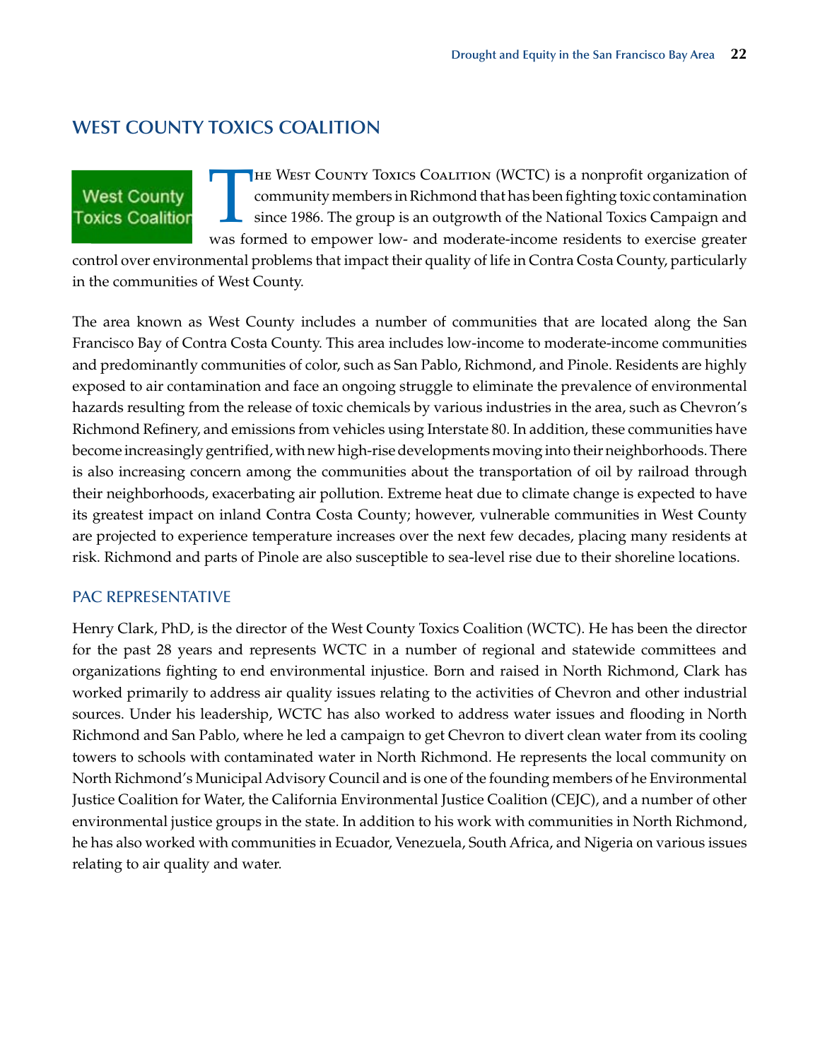## WEST COUNTY TOXICS COALITION

The West County Toxics Coalition (WCTC) is a nonprofit organization of community members in Richmond that has been fighting toxic contamination since 1986. The group is an outgrowth of the National Toxics Campaign and was formed to empower low- and moderate-income residents to exercise greater control over environmental problems that impact their quality of life in Contra Costa County, particularly in the communities of West County.

The area known as West County includes a number of communities that are located along the San Francisco Bay of Contra Costa County. This area includes low-income to moderate-income communities and predominantly communities of color, such as San Pablo, Richmond, and Pinole. Residents are highly exposed to air contamination and face an ongoing struggle to eliminate the prevalence of environmental hazards resulting from the release of toxic chemicals by various industries in the area, such as Chevron's Richmond Refinery, and emissions from vehicles using Interstate 80. In addition, these communities have become increasingly gentrified, with new high-rise developments moving into their neighborhoods. There is also increasing concern among the communities about the transportation of oil by railroad through their neighborhoods, exacerbating air pollution. Extreme heat due to climate change is expected to have its greatest impact on inland Contra Costa County; however, vulnerable communities in West County are projected to experience temperature increases over the next few decades, placing many residents at risk. Richmond and parts of Pinole are also susceptible to sea-level rise due to their shoreline locations.

### PAC REPRESENTATIVE

Henry Clark, PhD, is the director of the West County Toxics Coalition (WCTC). He has been the director for the past 28 years and represents WCTC in a number of regional and statewide committees and organizations fighting to end environmental injustice. Born and raised in North Richmond, Clark has worked primarily to address air quality issues relating to the activities of Chevron and other industrial sources. Under his leadership, WCTC has also worked to address water issues and flooding in North Richmond and San Pablo, where he led a campaign to get Chevron to divert clean water from its cooling towers to schools with contaminated water in North Richmond. He represents the local community on North Richmond's Municipal Advisory Council and is one of the founding members of he Environmental Justice Coalition for Water, the California Environmental Justice Coalition (CEJC), and a number of other environmental justice groups in the state. In addition to his work with communities in North Richmond, he has also worked with communities in Ecuador, Venezuela, South Africa, and Nigeria on various issues relating to air quality and water.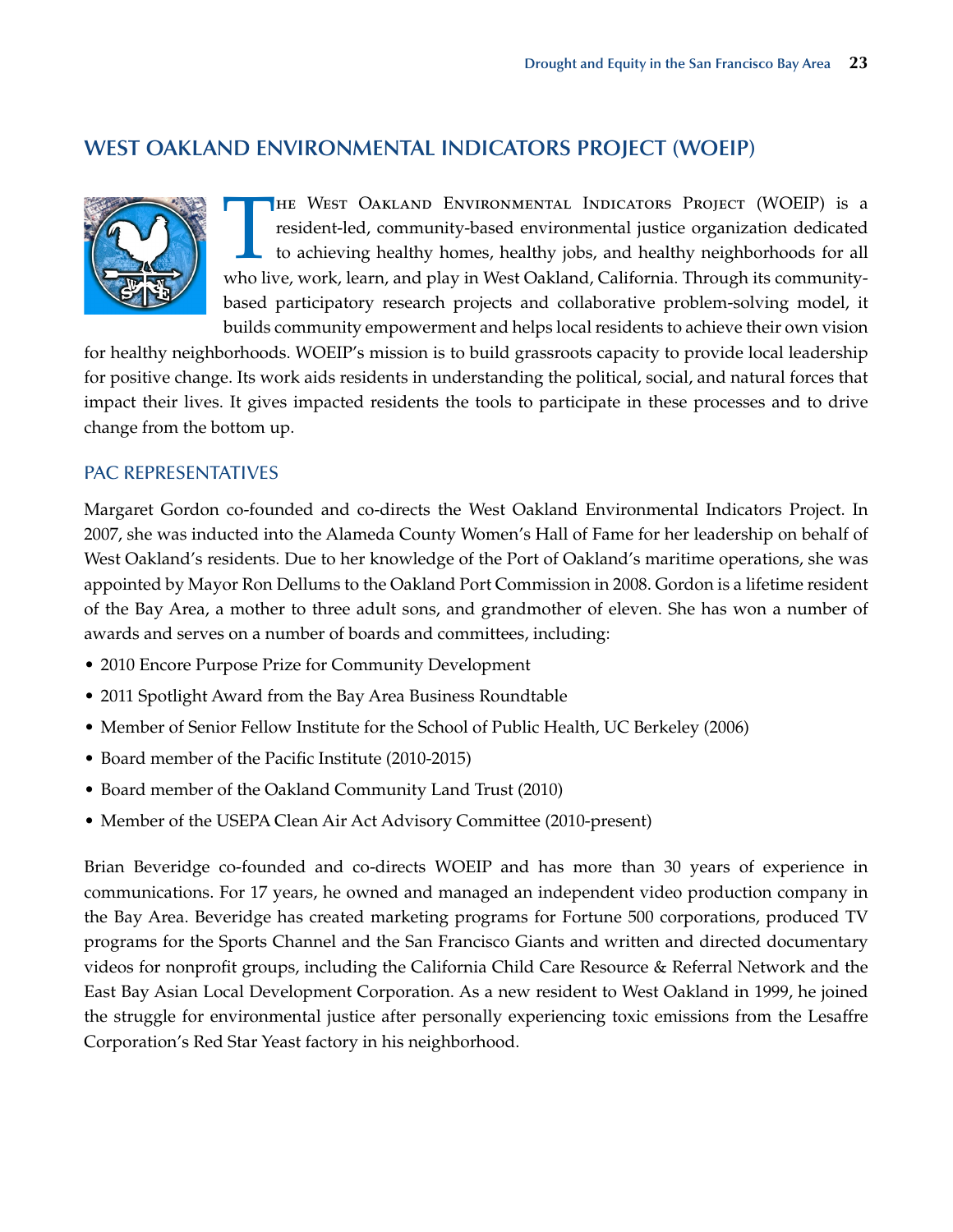## WEST OAKLAND ENVIRONMENTAL INDICATORS PROJECT (WOEIP)

The West Oakland Environmental Indicators Project (WOEIP) is a resident-led, community-based environmental justice organization dedicated to achieving healthy homes, healthy jobs, and healthy neighborhoods for all who live, work, learn, and play in West Oakland, California. Through its community-based participatory research projects and collaborative problem-solving model, it builds community empowerment and helps local residents to achieve their own vision for healthy neighborhoods. WOEIP's mission is to build grassroots capacity to provide local leadership for positive change. Its work aids residents in understanding the political, social, and natural forces that impact their lives. It gives impacted residents the tools to participate in these processes and to drive change from the bottom up.

### PAC REPRESENTATIVES

Margaret Gordon co-founded and co-directs the West Oakland Environmental Indicators Project. In 2007, she was inducted into the Alameda County Women's Hall of Fame for her leadership on behalf of West Oakland's residents. Due to her knowledge of the Port of Oakland's maritime operations, she was appointed by Mayor Ron Dellums to the Oakland Port Commission in 2008. Gordon is a lifetime resident of the Bay Area, a mother to three adult sons, and grandmother of eleven. She has won a number of awards and serves on a number of boards and committees, including:

- 2010 Encore Purpose Prize for Community Development
- 2011 Spotlight Award from the Bay Area Business Roundtable
- Member of Senior Fellow Institute for the School of Public Health, UC Berkeley (2006)
- Board member of the Pacific Institute (2010-2015)
- Board member of the Oakland Community Land Trust (2010)
- Member of the USEPA Clean Air Act Advisory Committee (2010-present)

Brian Beveridge co-founded and co-directs WOEIP and has more than 30 years of experience in communications. For 17 years, he owned and managed an independent video production company in the Bay Area. Beveridge has created marketing programs for Fortune 500 corporations, produced TV programs for the Sports Channel and the San Francisco Giants and written and directed documentary videos for nonprofit groups, including the California Child Care Resource & Referral Network and the East Bay Asian Local Development Corporation. As a new resident to West Oakland in 1999, he joined the struggle for environmental justice after personally experiencing toxic emissions from the Lesaffre Corporation's Red Star Yeast factory in his neighborhood.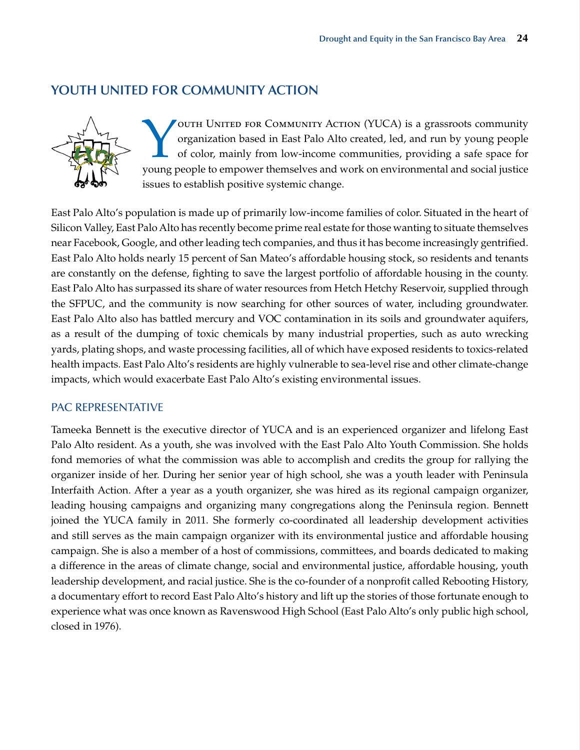## YOUTH UNITED FOR COMMUNITY ACTION

Youth United for Community Action (YUCA) is a grassroots community organization based in East Palo Alto created, led, and run by young people of color, mainly from low-income communities, providing a safe space for young people to empower themselves and work on environmental and social justice issues to establish positive systemic change.

East Palo Alto's population is made up of primarily low-income families of color. Situated in the heart of Silicon Valley, East Palo Alto has recently become prime real estate for those wanting to situate themselves near Facebook, Google, and other leading tech companies, and thus it has become increasingly gentrified. East Palo Alto holds nearly 15 percent of San Mateo's affordable housing stock, so residents and tenants are constantly on the defense, fighting to save the largest portfolio of affordable housing in the county. East Palo Alto has surpassed its share of water resources from Hetch Hetchy Reservoir, supplied through the SFPUC, and the community is now searching for other sources of water, including groundwater. East Palo Alto also has battled mercury and VOC contamination in its soils and groundwater aquifers, as a result of the dumping of toxic chemicals by many industrial properties, such as auto wrecking yards, plating shops, and waste processing facilities, all of which have exposed residents to toxics-related health impacts. East Palo Alto's residents are highly vulnerable to sea-level rise and other climate-change impacts, which would exacerbate East Palo Alto's existing environmental issues.

### PAC REPRESENTATIVE

Tameeka Bennett is the executive director of YUCA and is an experienced organizer and lifelong East Palo Alto resident. As a youth, she was involved with the East Palo Alto Youth Commission. She holds fond memories of what the commission was able to accomplish and credits the group for rallying the organizer inside of her. During her senior year of high school, she was a youth leader with Peninsula Interfaith Action. After a year as a youth organizer, she was hired as its regional campaign organizer, leading housing campaigns and organizing many congregations along the Peninsula region. Bennett joined the YUCA family in 2011. She formerly co-coordinated all leadership development activities and still serves as the main campaign organizer with its environmental justice and affordable housing campaign. She is also a member of a host of commissions, committees, and boards dedicated to making a difference in the areas of climate change, social and environmental justice, affordable housing, youth leadership development, and racial justice. She is the co-founder of a nonprofit called Rebooting History, a documentary effort to record East Palo Alto's history and lift up the stories of those fortunate enough to experience what was once known as Ravenswood High School (East Palo Alto's only public high school, closed in 1976).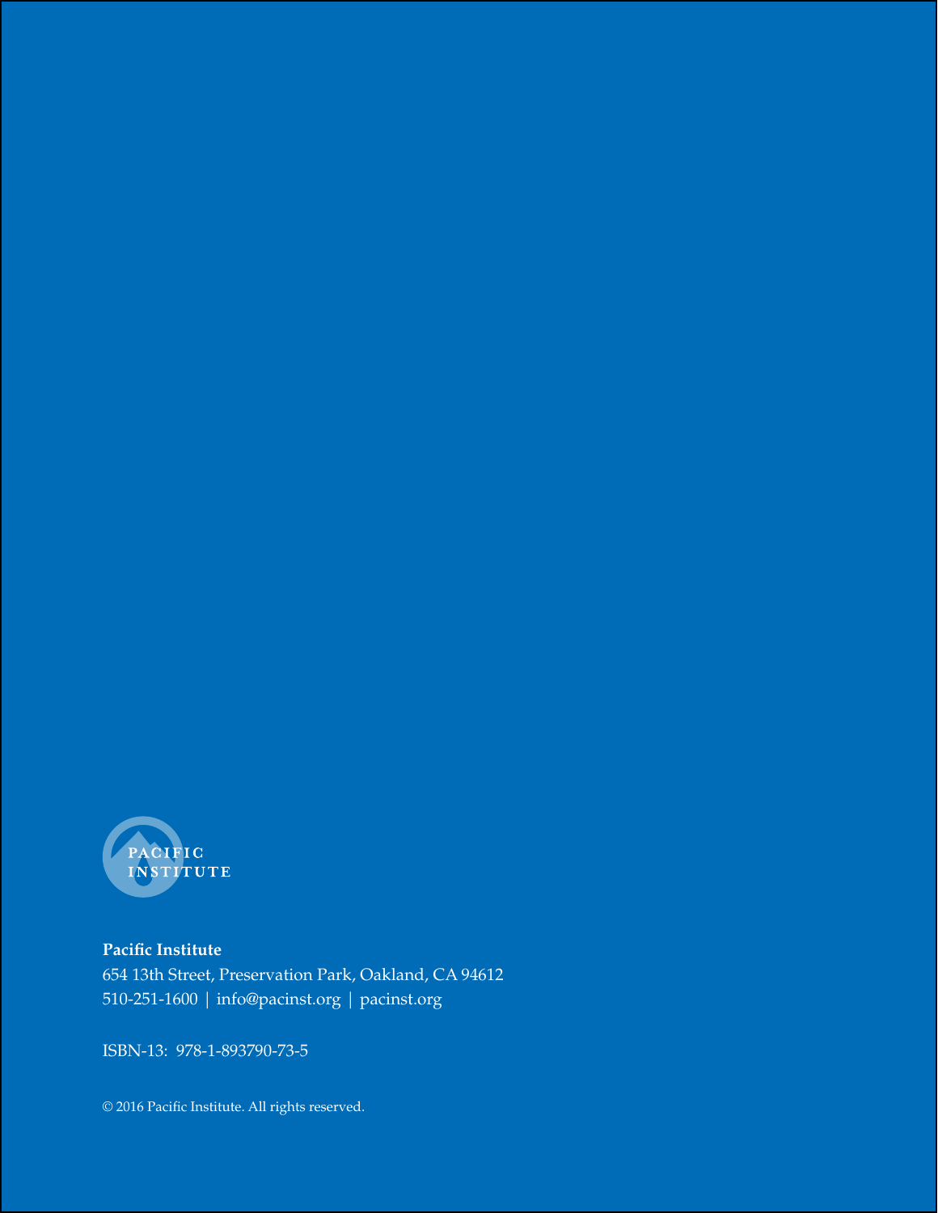PACIFIC
INSTITUTE

**Pacific Institute**
654 13th Street, Preservation Park, Oakland, CA 94612
510-251-1600 | info@pacinst.org | pacinst.org

ISBN-13: 978-1-893790-73-5

© 2016 Pacific Institute. All rights reserved.